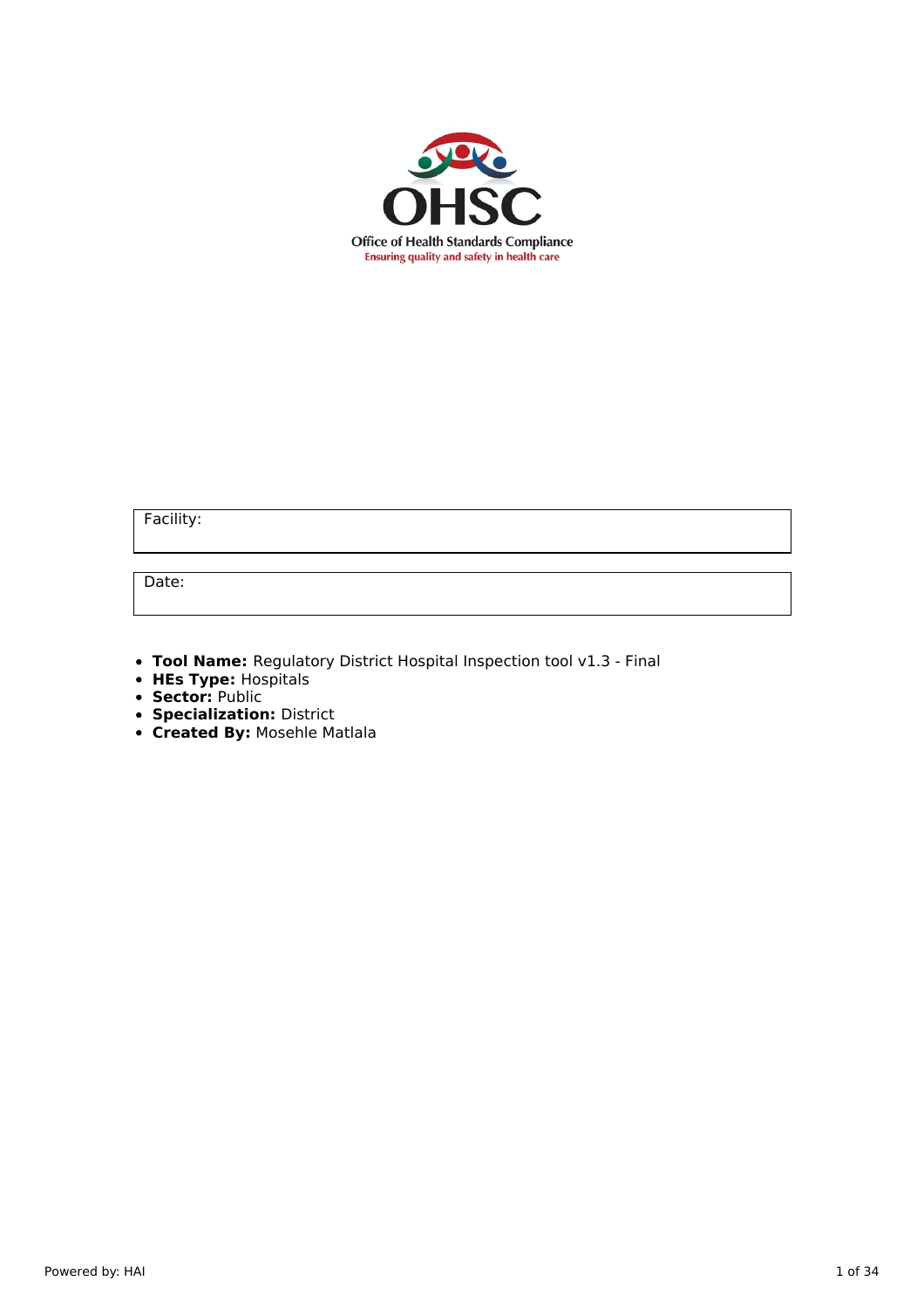OHSC

Office of Health Standards Compliance

Ensuring quality and safety in health care

| Facility: |
|---|

| Date: |
|---|

- **Tool Name:** Regulatory District Hospital Inspection tool v1.3 - Final
- **HEs Type:** Hospitals
- **Sector:** Public
- **Specialization:** District
- **Created By:** Mosehle Matlala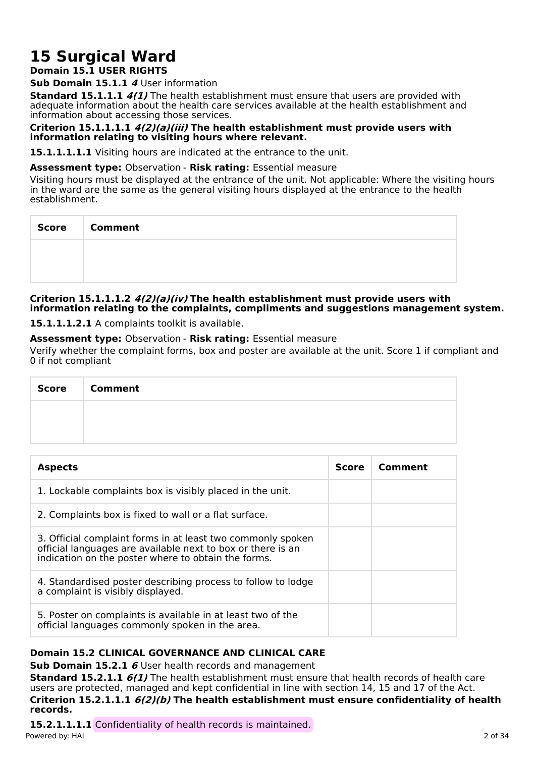# 15 Surgical Ward

**Domain 15.1 USER RIGHTS**

**Sub Domain 15.1.1** ***4*** User information

**Standard 15.1.1.1** ***4(1)*** The health establishment must ensure that users are provided with adequate information about the health care services available at the health establishment and information about accessing those services.

**Criterion 15.1.1.1.1** ***4(2)(a)(iii)*** **The health establishment must provide users with information relating to visiting hours where relevant.**

**15.1.1.1.1.1** Visiting hours are indicated at the entrance to the unit.

**Assessment type:** Observation - **Risk rating:** Essential measure

Visiting hours must be displayed at the entrance of the unit. Not applicable: Where the visiting hours in the ward are the same as the general visiting hours displayed at the entrance to the health establishment.

| Score | Comment |
|---|---|
| | |

**Criterion 15.1.1.1.2** ***4(2)(a)(iv)*** **The health establishment must provide users with information relating to the complaints, compliments and suggestions management system.**

**15.1.1.1.2.1** A complaints toolkit is available.

**Assessment type:** Observation - **Risk rating:** Essential measure

Verify whether the complaint forms, box and poster are available at the unit. Score 1 if compliant and 0 if not compliant

| Score | Comment |
|---|---|
| | |

| Aspects | Score | Comment |
|---|---|---|
| 1. Lockable complaints box is visibly placed in the unit. | | |
| 2. Complaints box is fixed to wall or a flat surface. | | |
| 3. Official complaint forms in at least two commonly spoken official languages are available next to box or there is an indication on the poster where to obtain the forms. | | |
| 4. Standardised poster describing process to follow to lodge a complaint is visibly displayed. | | |
| 5. Poster on complaints is available in at least two of the official languages commonly spoken in the area. | | |

**Domain 15.2 CLINICAL GOVERNANCE AND CLINICAL CARE**

**Sub Domain 15.2.1** ***6*** User health records and management

**Standard 15.2.1.1** ***6(1)*** The health establishment must ensure that health records of health care users are protected, managed and kept confidential in line with section 14, 15 and 17 of the Act.

**Criterion 15.2.1.1.1** ***6(2)(b)*** **The health establishment must ensure confidentiality of health records.**

**15.2.1.1.1.1** Confidentiality of health records is maintained.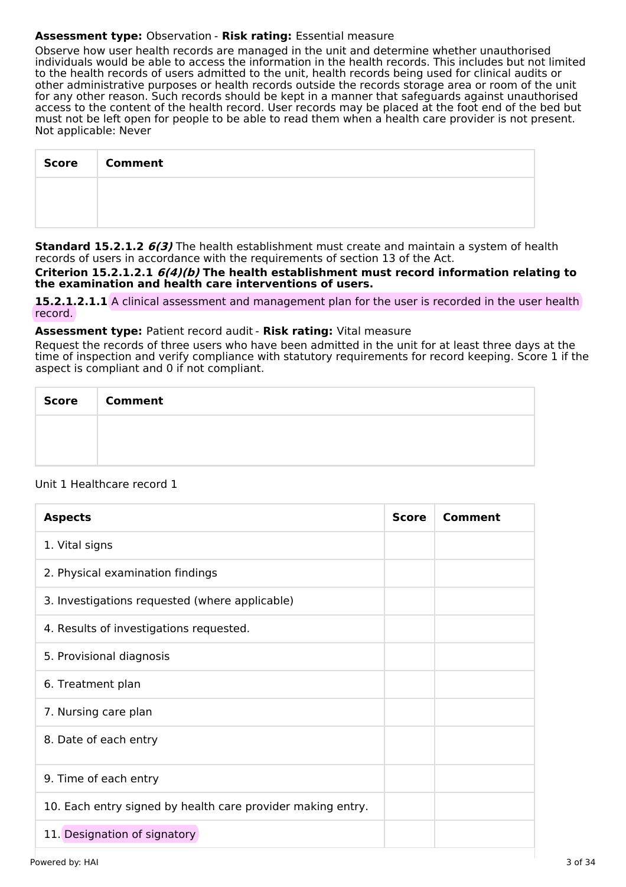**Assessment type:** Observation - **Risk rating:** Essential measure

Observe how user health records are managed in the unit and determine whether unauthorised individuals would be able to access the information in the health records. This includes but not limited to the health records of users admitted to the unit, health records being used for clinical audits or other administrative purposes or health records outside the records storage area or room of the unit for any other reason. Such records should be kept in a manner that safeguards against unauthorised access to the content of the health record. User records may be placed at the foot end of the bed but must not be left open for people to be able to read them when a health care provider is not present.
Not applicable: Never

| Score | Comment |
| --- | --- |
| | |

**Standard 15.2.1.2** ***6(3)*** The health establishment must create and maintain a system of health records of users in accordance with the requirements of section 13 of the Act.

**Criterion 15.2.1.2.1** ***6(4)(b)*** **The health establishment must record information relating to the examination and health care interventions of users.**

**15.2.1.2.1.1** A clinical assessment and management plan for the user is recorded in the user health record.

**Assessment type:** Patient record audit - **Risk rating:** Vital measure

Request the records of three users who have been admitted in the unit for at least three days at the time of inspection and verify compliance with statutory requirements for record keeping. Score 1 if the aspect is compliant and 0 if not compliant.

| Score | Comment |
| --- | --- |
| | |

Unit 1 Healthcare record 1

| Aspects | Score | Comment |
| --- | --- | --- |
| 1. Vital signs | | |
| 2. Physical examination findings | | |
| 3. Investigations requested (where applicable) | | |
| 4. Results of investigations requested. | | |
| 5. Provisional diagnosis | | |
| 6. Treatment plan | | |
| 7. Nursing care plan | | |
| 8. Date of each entry | | |
| 9. Time of each entry | | |
| 10. Each entry signed by health care provider making entry. | | |
| 11. Designation of signatory | | |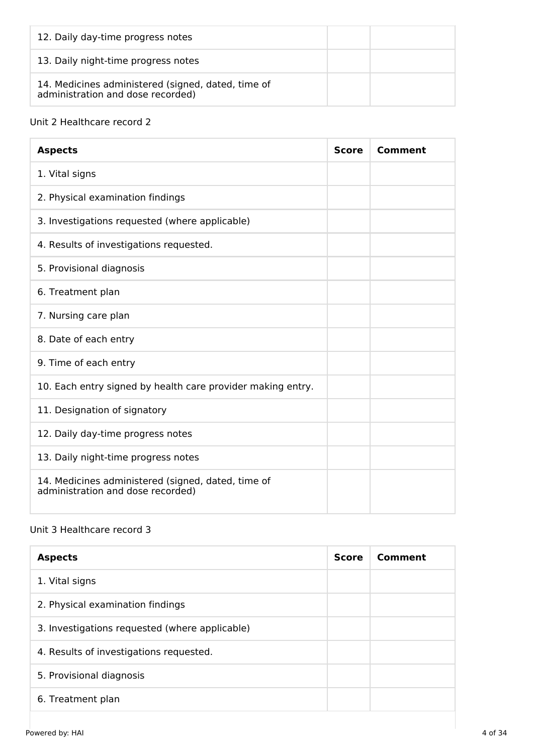| | | |
|---|---|---|
| 12. Daily day-time progress notes | | |
| 13. Daily night-time progress notes | | |
| 14. Medicines administered (signed, dated, time of administration and dose recorded) | | |

Unit 2 Healthcare record 2

| Aspects | Score | Comment |
|---|---|---|
| 1. Vital signs | | |
| 2. Physical examination findings | | |
| 3. Investigations requested (where applicable) | | |
| 4. Results of investigations requested. | | |
| 5. Provisional diagnosis | | |
| 6. Treatment plan | | |
| 7. Nursing care plan | | |
| 8. Date of each entry | | |
| 9. Time of each entry | | |
| 10. Each entry signed by health care provider making entry. | | |
| 11. Designation of signatory | | |
| 12. Daily day-time progress notes | | |
| 13. Daily night-time progress notes | | |
| 14. Medicines administered (signed, dated, time of administration and dose recorded) | | |

Unit 3 Healthcare record 3

| Aspects | Score | Comment |
|---|---|---|
| 1. Vital signs | | |
| 2. Physical examination findings | | |
| 3. Investigations requested (where applicable) | | |
| 4. Results of investigations requested. | | |
| 5. Provisional diagnosis | | |
| 6. Treatment plan | | |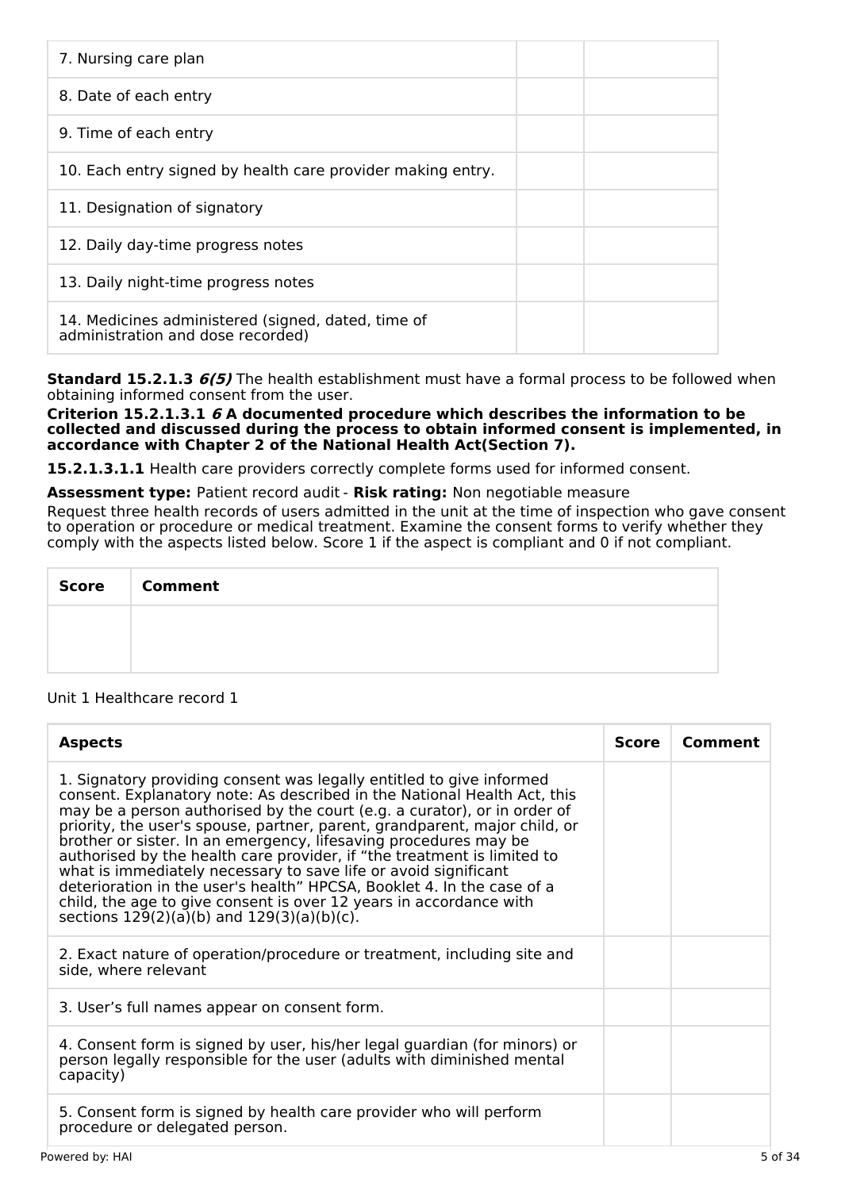| | | |
|---|---|---|
| 7. Nursing care plan | | |
| 8. Date of each entry | | |
| 9. Time of each entry | | |
| 10. Each entry signed by health care provider making entry. | | |
| 11. Designation of signatory | | |
| 12. Daily day-time progress notes | | |
| 13. Daily night-time progress notes | | |
| 14. Medicines administered (signed, dated, time of administration and dose recorded) | | |

**Standard 15.2.1.3** ***6(5)*** The health establishment must have a formal process to be followed when obtaining informed consent from the user.

**Criterion 15.2.1.3.1** ***6*** **A documented procedure which describes the information to be collected and discussed during the process to obtain informed consent is implemented, in accordance with Chapter 2 of the National Health Act(Section 7).**

**15.2.1.3.1.1** Health care providers correctly complete forms used for informed consent.

**Assessment type:** Patient record audit - **Risk rating:** Non negotiable measure

Request three health records of users admitted in the unit at the time of inspection who gave consent to operation or procedure or medical treatment. Examine the consent forms to verify whether they comply with the aspects listed below. Score 1 if the aspect is compliant and 0 if not compliant.

| Score | Comment |
|---|---|
| | |

Unit 1 Healthcare record 1

| Aspects | Score | Comment |
|---|---|---|
| 1. Signatory providing consent was legally entitled to give informed consent. Explanatory note: As described in the National Health Act, this may be a person authorised by the court (e.g. a curator), or in order of priority, the user's spouse, partner, parent, grandparent, major child, or brother or sister. In an emergency, lifesaving procedures may be authorised by the health care provider, if "the treatment is limited to what is immediately necessary to save life or avoid significant deterioration in the user's health" HPCSA, Booklet 4. In the case of a child, the age to give consent is over 12 years in accordance with sections 129(2)(a)(b) and 129(3)(a)(b)(c). | | |
| 2. Exact nature of operation/procedure or treatment, including site and side, where relevant | | |
| 3. User's full names appear on consent form. | | |
| 4. Consent form is signed by user, his/her legal guardian (for minors) or person legally responsible for the user (adults with diminished mental capacity) | | |
| 5. Consent form is signed by health care provider who will perform procedure or delegated person. | | |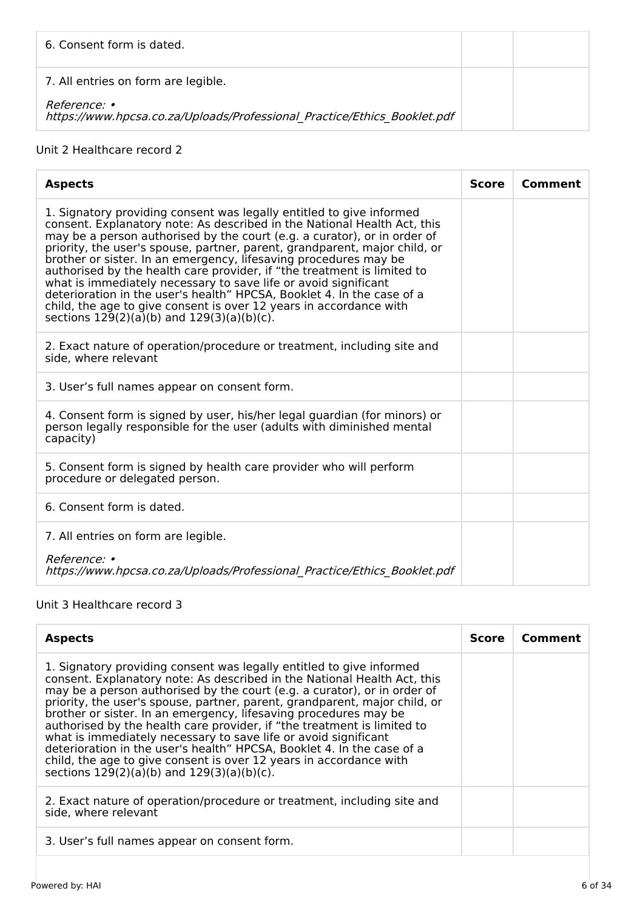| 6. Consent form is dated. | | |
|---|---|---|
| 7. All entries on form are legible.<br><br>*Reference: • https://www.hpcsa.co.za/Uploads/Professional_Practice/Ethics_Booklet.pdf* | | |

Unit 2 Healthcare record 2

| Aspects | Score | Comment |
|---|---|---|
| 1. Signatory providing consent was legally entitled to give informed consent. Explanatory note: As described in the National Health Act, this may be a person authorised by the court (e.g. a curator), or in order of priority, the user's spouse, partner, parent, grandparent, major child, or brother or sister. In an emergency, lifesaving procedures may be authorised by the health care provider, if "the treatment is limited to what is immediately necessary to save life or avoid significant deterioration in the user's health" HPCSA, Booklet 4. In the case of a child, the age to give consent is over 12 years in accordance with sections 129(2)(a)(b) and 129(3)(a)(b)(c). | | |
| 2. Exact nature of operation/procedure or treatment, including site and side, where relevant | | |
| 3. User's full names appear on consent form. | | |
| 4. Consent form is signed by user, his/her legal guardian (for minors) or person legally responsible for the user (adults with diminished mental capacity) | | |
| 5. Consent form is signed by health care provider who will perform procedure or delegated person. | | |
| 6. Consent form is dated. | | |
| 7. All entries on form are legible.<br><br>*Reference: • https://www.hpcsa.co.za/Uploads/Professional_Practice/Ethics_Booklet.pdf* | | |

Unit 3 Healthcare record 3

| Aspects | Score | Comment |
|---|---|---|
| 1. Signatory providing consent was legally entitled to give informed consent. Explanatory note: As described in the National Health Act, this may be a person authorised by the court (e.g. a curator), or in order of priority, the user's spouse, partner, parent, grandparent, major child, or brother or sister. In an emergency, lifesaving procedures may be authorised by the health care provider, if "the treatment is limited to what is immediately necessary to save life or avoid significant deterioration in the user's health" HPCSA, Booklet 4. In the case of a child, the age to give consent is over 12 years in accordance with sections 129(2)(a)(b) and 129(3)(a)(b)(c). | | |
| 2. Exact nature of operation/procedure or treatment, including site and side, where relevant | | |
| 3. User's full names appear on consent form. | | |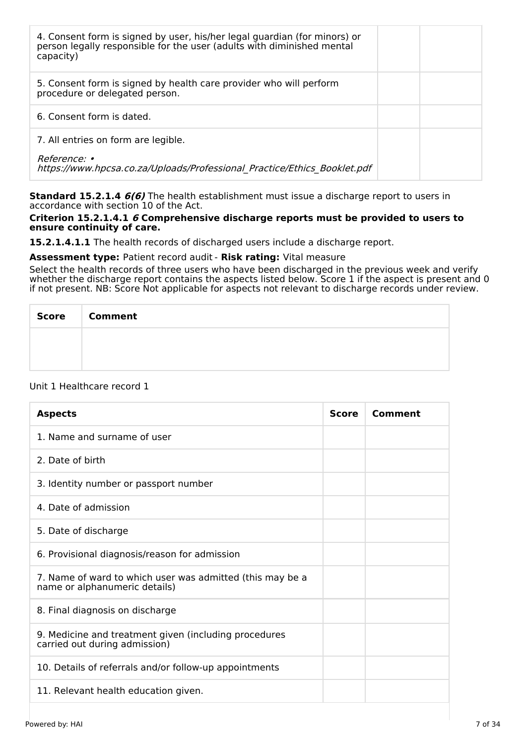| | | |
|---|---|---|
| 4. Consent form is signed by user, his/her legal guardian (for minors) or person legally responsible for the user (adults with diminished mental capacity) | | |
| 5. Consent form is signed by health care provider who will perform procedure or delegated person. | | |
| 6. Consent form is dated. | | |
| 7. All entries on form are legible.<br><br>*Reference: • https://www.hpcsa.co.za/Uploads/Professional_Practice/Ethics_Booklet.pdf* | | |

**Standard 15.2.1.4** ***6(6)*** The health establishment must issue a discharge report to users in accordance with section 10 of the Act.

**Criterion 15.2.1.4.1** ***6*** **Comprehensive discharge reports must be provided to users to ensure continuity of care.**

**15.2.1.4.1.1** The health records of discharged users include a discharge report.

**Assessment type:** Patient record audit - **Risk rating:** Vital measure

Select the health records of three users who have been discharged in the previous week and verify whether the discharge report contains the aspects listed below. Score 1 if the aspect is present and 0 if not present. NB: Score Not applicable for aspects not relevant to discharge records under review.

| Score | Comment |
|---|---|
| | |

Unit 1 Healthcare record 1

| Aspects | Score | Comment |
|---|---|---|
| 1. Name and surname of user | | |
| 2. Date of birth | | |
| 3. Identity number or passport number | | |
| 4. Date of admission | | |
| 5. Date of discharge | | |
| 6. Provisional diagnosis/reason for admission | | |
| 7. Name of ward to which user was admitted (this may be a name or alphanumeric details) | | |
| 8. Final diagnosis on discharge | | |
| 9. Medicine and treatment given (including procedures carried out during admission) | | |
| 10. Details of referrals and/or follow-up appointments | | |
| 11. Relevant health education given. | | |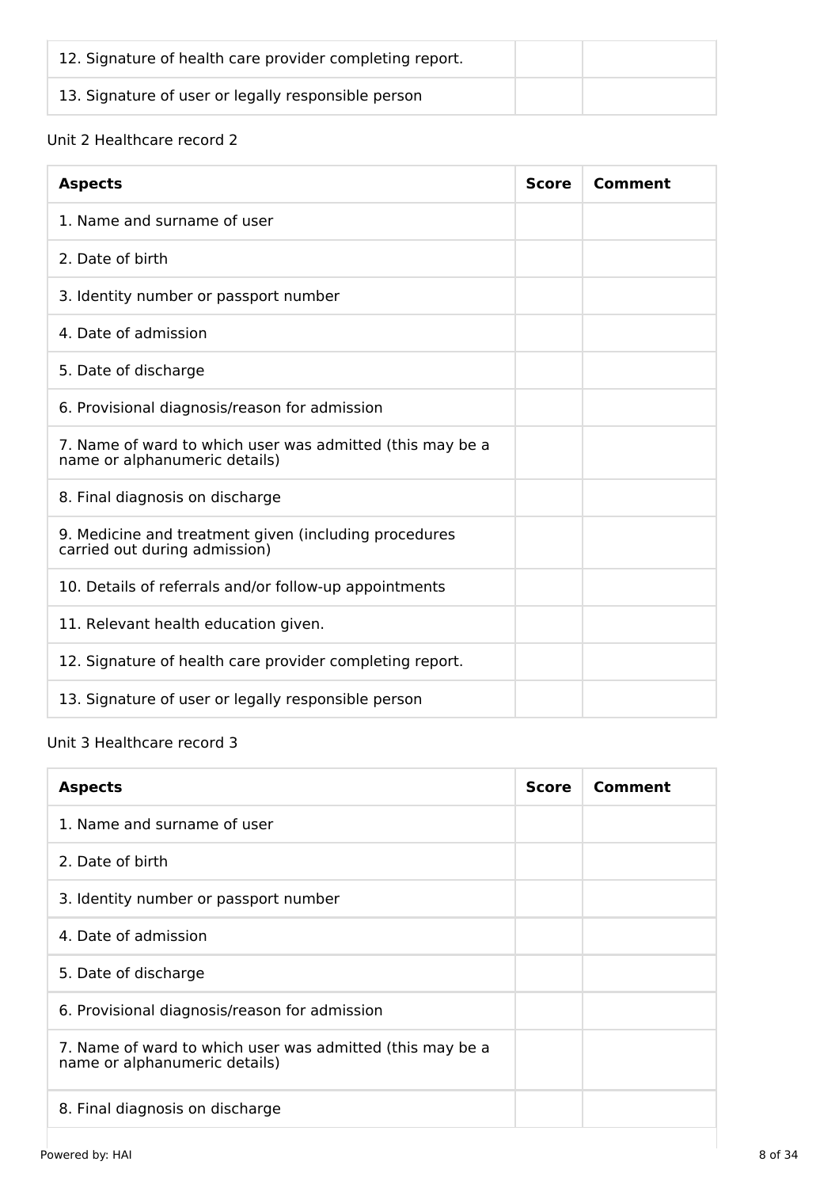| Aspects | Score | Comment |
|---|---|---|
| 12. Signature of health care provider completing report. | | |
| 13. Signature of user or legally responsible person | | |

Unit 2 Healthcare record 2

| Aspects | Score | Comment |
|---|---|---|
| 1. Name and surname of user | | |
| 2. Date of birth | | |
| 3. Identity number or passport number | | |
| 4. Date of admission | | |
| 5. Date of discharge | | |
| 6. Provisional diagnosis/reason for admission | | |
| 7. Name of ward to which user was admitted (this may be a name or alphanumeric details) | | |
| 8. Final diagnosis on discharge | | |
| 9. Medicine and treatment given (including procedures carried out during admission) | | |
| 10. Details of referrals and/or follow-up appointments | | |
| 11. Relevant health education given. | | |
| 12. Signature of health care provider completing report. | | |
| 13. Signature of user or legally responsible person | | |

Unit 3 Healthcare record 3

| Aspects | Score | Comment |
|---|---|---|
| 1. Name and surname of user | | |
| 2. Date of birth | | |
| 3. Identity number or passport number | | |
| 4. Date of admission | | |
| 5. Date of discharge | | |
| 6. Provisional diagnosis/reason for admission | | |
| 7. Name of ward to which user was admitted (this may be a name or alphanumeric details) | | |
| 8. Final diagnosis on discharge | | |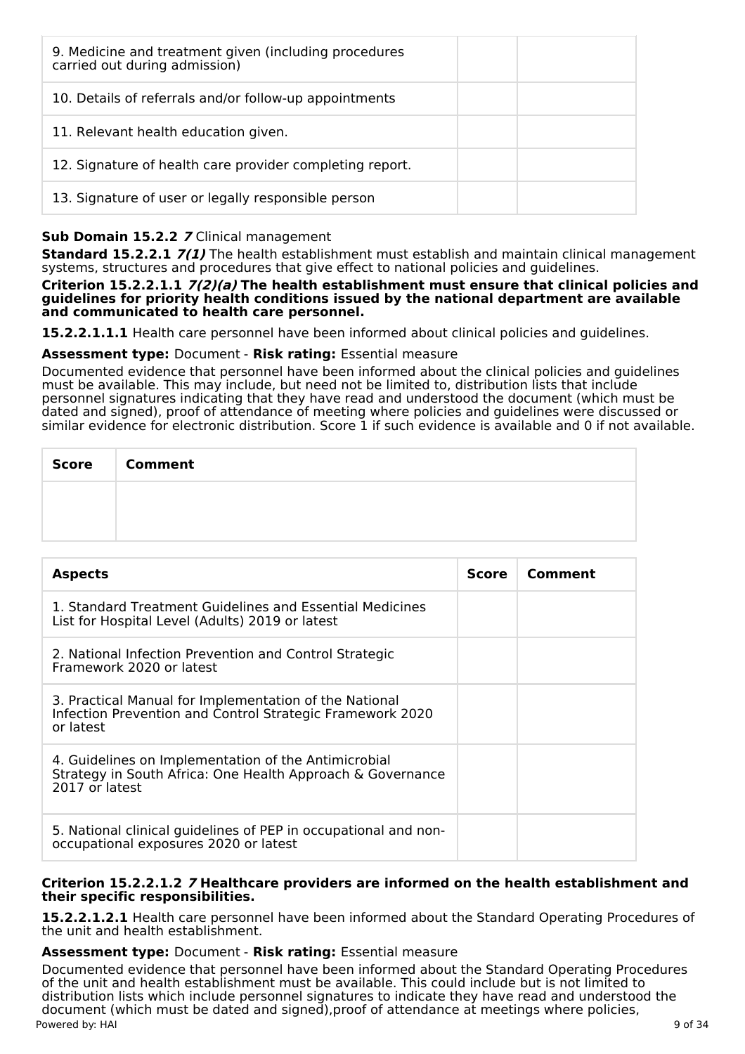| | | |
|---|---|---|
| 9. Medicine and treatment given (including procedures carried out during admission) | | |
| 10. Details of referrals and/or follow-up appointments | | |
| 11. Relevant health education given. | | |
| 12. Signature of health care provider completing report. | | |
| 13. Signature of user or legally responsible person | | |

**Sub Domain 15.2.2** ***7*** Clinical management

**Standard 15.2.2.1** ***7(1)*** The health establishment must establish and maintain clinical management systems, structures and procedures that give effect to national policies and guidelines.

**Criterion 15.2.2.1.1** ***7(2)(a)*** **The health establishment must ensure that clinical policies and guidelines for priority health conditions issued by the national department are available and communicated to health care personnel.**

**15.2.2.1.1.1** Health care personnel have been informed about clinical policies and guidelines.

**Assessment type:** Document - **Risk rating:** Essential measure

Documented evidence that personnel have been informed about the clinical policies and guidelines must be available. This may include, but need not be limited to, distribution lists that include personnel signatures indicating that they have read and understood the document (which must be dated and signed), proof of attendance of meeting where policies and guidelines were discussed or similar evidence for electronic distribution. Score 1 if such evidence is available and 0 if not available.

| Score | Comment |
|---|---|
| | |

| Aspects | Score | Comment |
|---|---|---|
| 1. Standard Treatment Guidelines and Essential Medicines List for Hospital Level (Adults) 2019 or latest | | |
| 2. National Infection Prevention and Control Strategic Framework 2020 or latest | | |
| 3. Practical Manual for Implementation of the National Infection Prevention and Control Strategic Framework 2020 or latest | | |
| 4. Guidelines on Implementation of the Antimicrobial Strategy in South Africa: One Health Approach & Governance 2017 or latest | | |
| 5. National clinical guidelines of PEP in occupational and non-occupational exposures 2020 or latest | | |

**Criterion 15.2.2.1.2** ***7*** **Healthcare providers are informed on the health establishment and their specific responsibilities.**

**15.2.2.1.2.1** Health care personnel have been informed about the Standard Operating Procedures of the unit and health establishment.

**Assessment type:** Document - **Risk rating:** Essential measure

Documented evidence that personnel have been informed about the Standard Operating Procedures of the unit and health establishment must be available. This could include but is not limited to distribution lists which include personnel signatures to indicate they have read and understood the document (which must be dated and signed),proof of attendance at meetings where policies,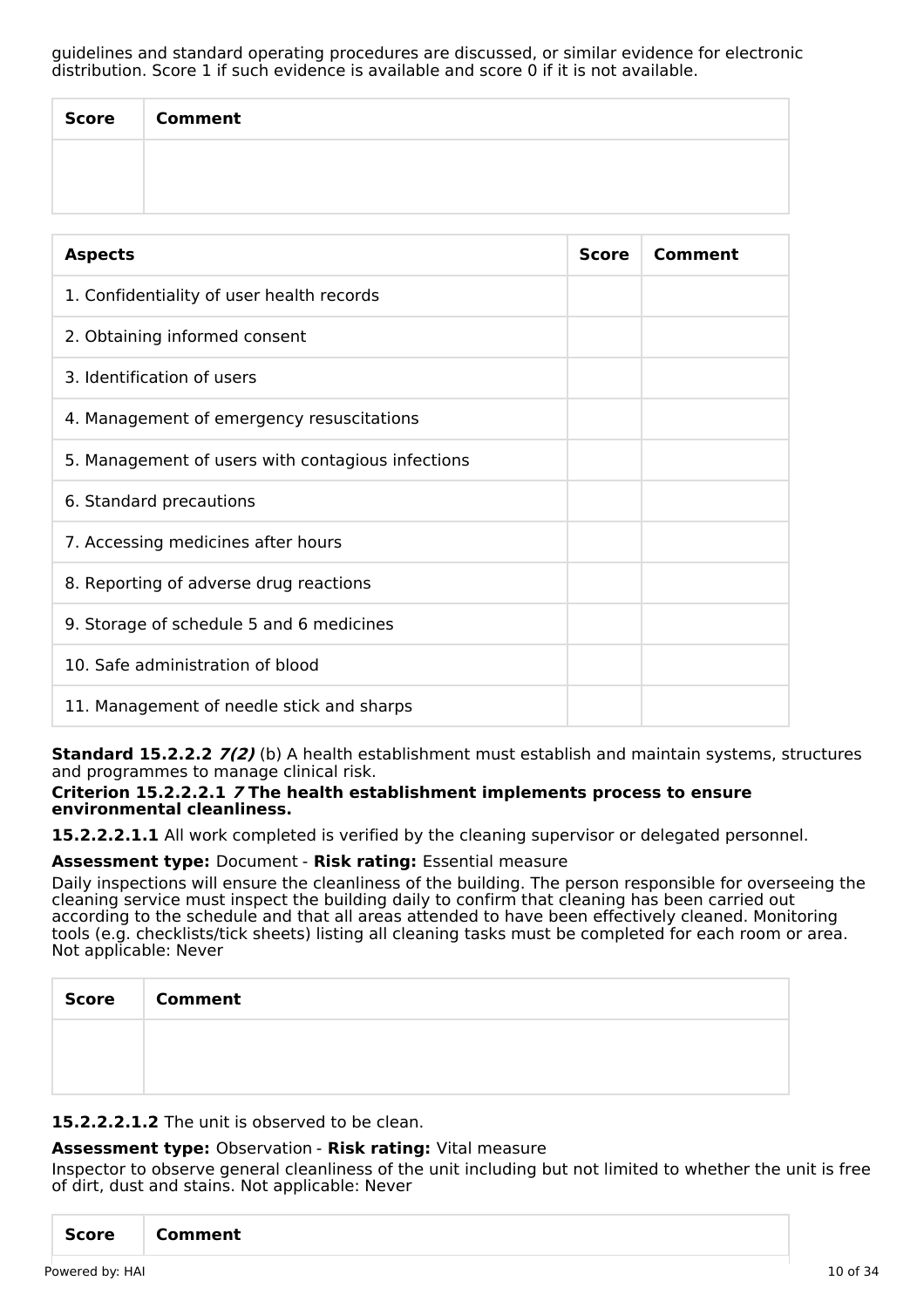guidelines and standard operating procedures are discussed, or similar evidence for electronic distribution. Score 1 if such evidence is available and score 0 if it is not available.

| Score | Comment |
| --- | --- |
| | |

| Aspects | Score | Comment |
| --- | --- | --- |
| 1. Confidentiality of user health records | | |
| 2. Obtaining informed consent | | |
| 3. Identification of users | | |
| 4. Management of emergency resuscitations | | |
| 5. Management of users with contagious infections | | |
| 6. Standard precautions | | |
| 7. Accessing medicines after hours | | |
| 8. Reporting of adverse drug reactions | | |
| 9. Storage of schedule 5 and 6 medicines | | |
| 10. Safe administration of blood | | |
| 11. Management of needle stick and sharps | | |

**Standard 15.2.2.2** ***7(2)*** (b) A health establishment must establish and maintain systems, structures and programmes to manage clinical risk.

**Criterion 15.2.2.2.1** ***7*** **The health establishment implements process to ensure environmental cleanliness.**

**15.2.2.2.1.1** All work completed is verified by the cleaning supervisor or delegated personnel.

**Assessment type:** Document - **Risk rating:** Essential measure

Daily inspections will ensure the cleanliness of the building. The person responsible for overseeing the cleaning service must inspect the building daily to confirm that cleaning has been carried out according to the schedule and that all areas attended to have been effectively cleaned. Monitoring tools (e.g. checklists/tick sheets) listing all cleaning tasks must be completed for each room or area. Not applicable: Never

| Score | Comment |
| --- | --- |
| | |

**15.2.2.2.1.2** The unit is observed to be clean.

**Assessment type:** Observation - **Risk rating:** Vital measure

Inspector to observe general cleanliness of the unit including but not limited to whether the unit is free of dirt, dust and stains. Not applicable: Never

| Score | Comment |
| --- | --- |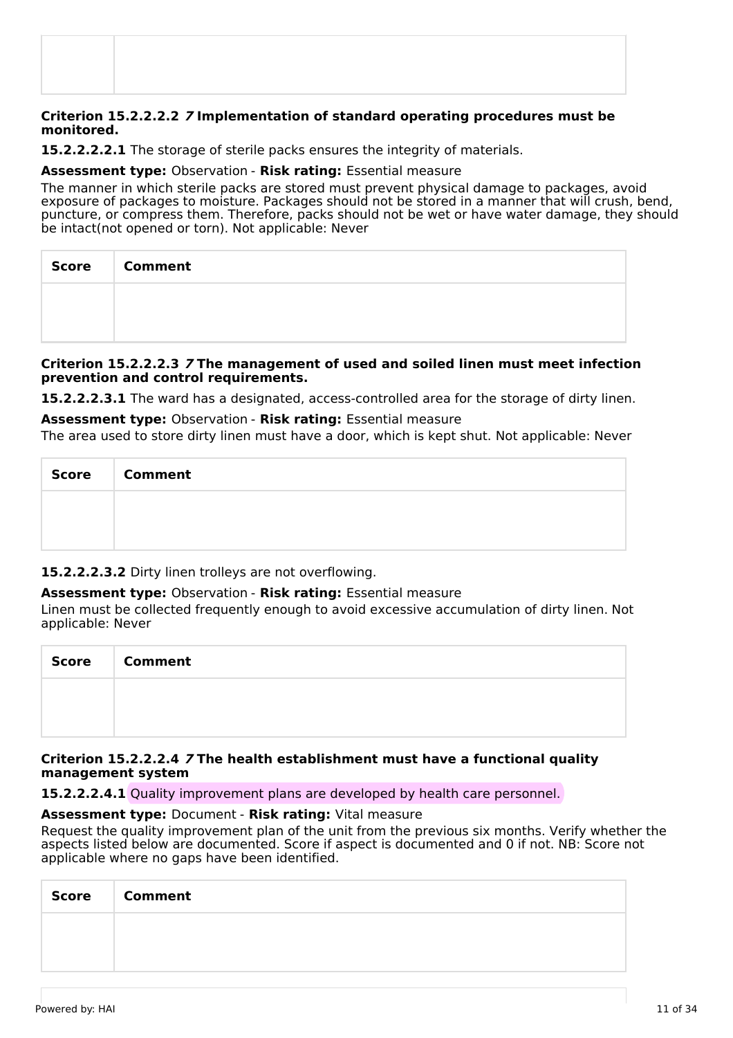| | |
|---|---|
| | |

**Criterion 15.2.2.2.2** ***7*** **Implementation of standard operating procedures must be monitored.**

**15.2.2.2.2.1** The storage of sterile packs ensures the integrity of materials.

**Assessment type:** Observation - **Risk rating:** Essential measure

The manner in which sterile packs are stored must prevent physical damage to packages, avoid exposure of packages to moisture. Packages should not be stored in a manner that will crush, bend, puncture, or compress them. Therefore, packs should not be wet or have water damage, they should be intact(not opened or torn). Not applicable: Never

| Score | Comment |
|---|---|
| | |

**Criterion 15.2.2.2.3** ***7*** **The management of used and soiled linen must meet infection prevention and control requirements.**

**15.2.2.2.3.1** The ward has a designated, access-controlled area for the storage of dirty linen.

**Assessment type:** Observation - **Risk rating:** Essential measure

The area used to store dirty linen must have a door, which is kept shut. Not applicable: Never

| Score | Comment |
|---|---|
| | |

**15.2.2.2.3.2** Dirty linen trolleys are not overflowing.

**Assessment type:** Observation - **Risk rating:** Essential measure

Linen must be collected frequently enough to avoid excessive accumulation of dirty linen. Not applicable: Never

| Score | Comment |
|---|---|
| | |

**Criterion 15.2.2.2.4** ***7*** **The health establishment must have a functional quality management system**

**15.2.2.2.4.1** Quality improvement plans are developed by health care personnel.

**Assessment type:** Document - **Risk rating:** Vital measure

Request the quality improvement plan of the unit from the previous six months. Verify whether the aspects listed below are documented. Score if aspect is documented and 0 if not. NB: Score not applicable where no gaps have been identified.

| Score | Comment |
|---|---|
| | |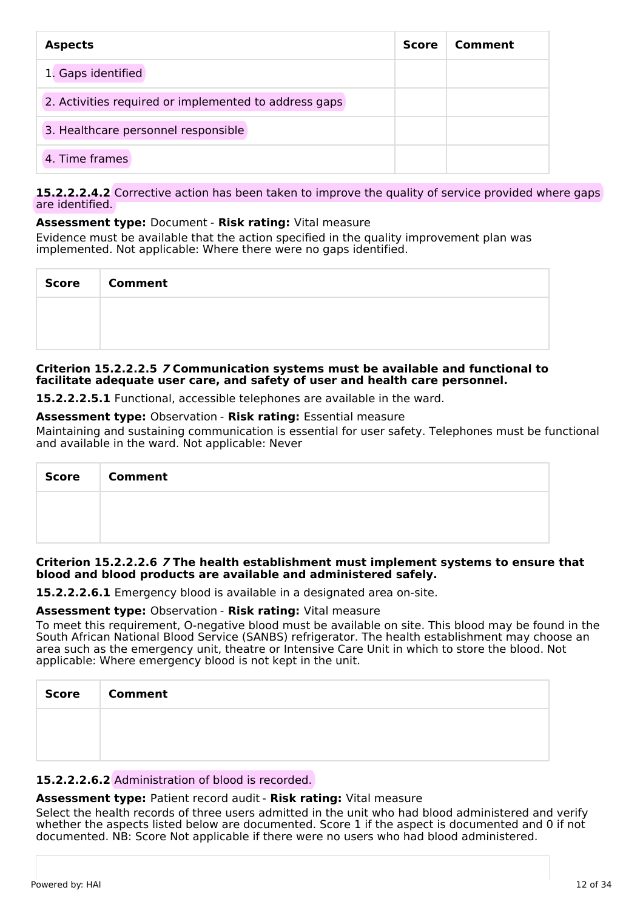| Aspects | Score | Comment |
| --- | --- | --- |
| 1. Gaps identified | | |
| 2. Activities required or implemented to address gaps | | |
| 3. Healthcare personnel responsible | | |
| 4. Time frames | | |

**15.2.2.2.4.2** Corrective action has been taken to improve the quality of service provided where gaps are identified.

**Assessment type:** Document - **Risk rating:** Vital measure

Evidence must be available that the action specified in the quality improvement plan was implemented. Not applicable: Where there were no gaps identified.

| Score | Comment |
| --- | --- |
| | |

**Criterion 15.2.2.2.5** ***7*** **Communication systems must be available and functional to facilitate adequate user care, and safety of user and health care personnel.**

**15.2.2.2.5.1** Functional, accessible telephones are available in the ward.

**Assessment type:** Observation - **Risk rating:** Essential measure

Maintaining and sustaining communication is essential for user safety. Telephones must be functional and available in the ward. Not applicable: Never

| Score | Comment |
| --- | --- |
| | |

**Criterion 15.2.2.2.6** ***7*** **The health establishment must implement systems to ensure that blood and blood products are available and administered safely.**

**15.2.2.2.6.1** Emergency blood is available in a designated area on-site.

**Assessment type:** Observation - **Risk rating:** Vital measure

To meet this requirement, O-negative blood must be available on site. This blood may be found in the South African National Blood Service (SANBS) refrigerator. The health establishment may choose an area such as the emergency unit, theatre or Intensive Care Unit in which to store the blood. Not applicable: Where emergency blood is not kept in the unit.

| Score | Comment |
| --- | --- |
| | |

**15.2.2.2.6.2** Administration of blood is recorded.

**Assessment type:** Patient record audit - **Risk rating:** Vital measure

Select the health records of three users admitted in the unit who had blood administered and verify whether the aspects listed below are documented. Score 1 if the aspect is documented and 0 if not documented. NB: Score Not applicable if there were no users who had blood administered.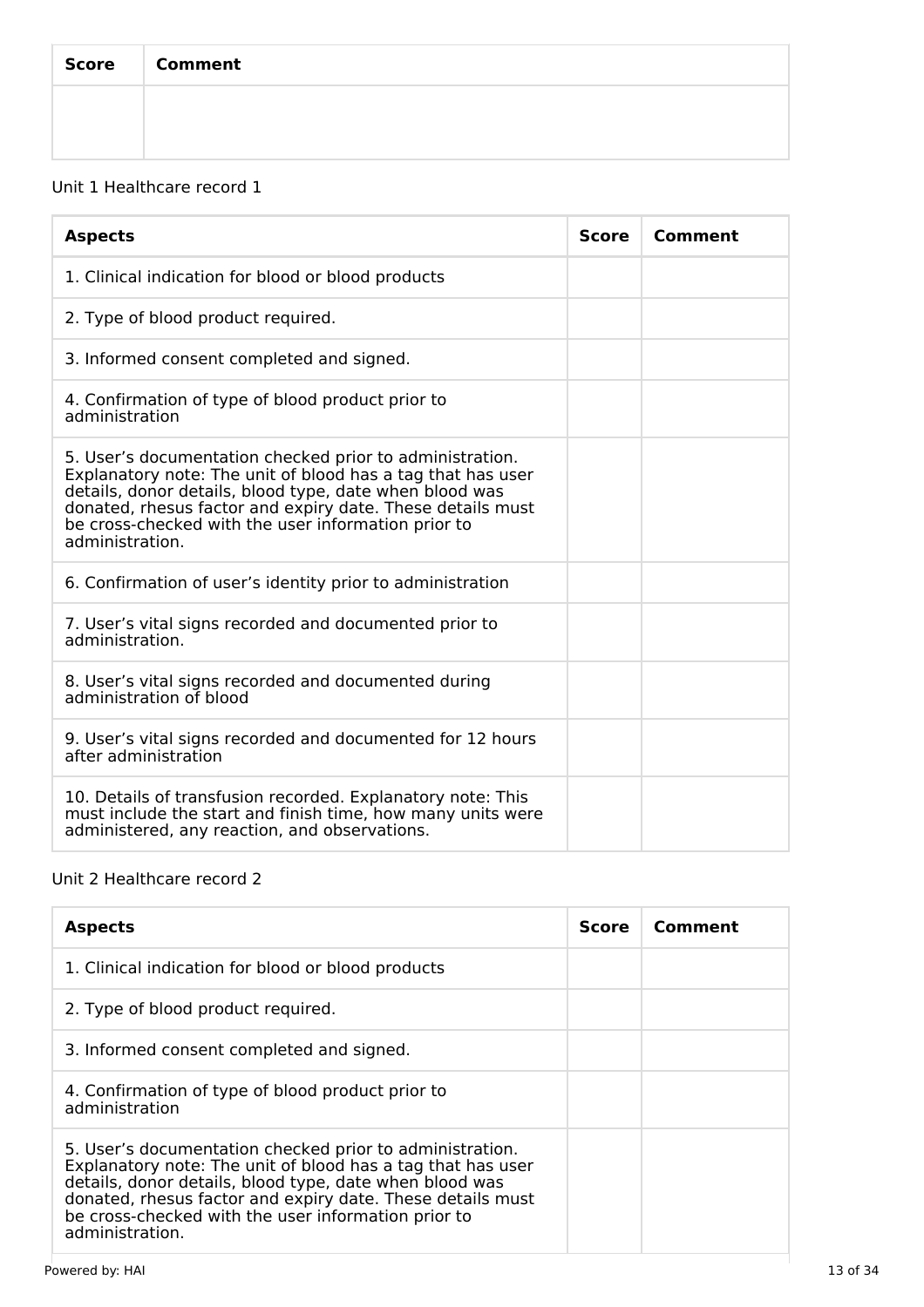| Score | Comment |
|---|---|
| | |

Unit 1 Healthcare record 1

| Aspects | Score | Comment |
|---|---|---|
| 1. Clinical indication for blood or blood products | | |
| 2. Type of blood product required. | | |
| 3. Informed consent completed and signed. | | |
| 4. Confirmation of type of blood product prior to administration | | |
| 5. User's documentation checked prior to administration. Explanatory note: The unit of blood has a tag that has user details, donor details, blood type, date when blood was donated, rhesus factor and expiry date. These details must be cross-checked with the user information prior to administration. | | |
| 6. Confirmation of user's identity prior to administration | | |
| 7. User's vital signs recorded and documented prior to administration. | | |
| 8. User's vital signs recorded and documented during administration of blood | | |
| 9. User's vital signs recorded and documented for 12 hours after administration | | |
| 10. Details of transfusion recorded. Explanatory note: This must include the start and finish time, how many units were administered, any reaction, and observations. | | |

Unit 2 Healthcare record 2

| Aspects | Score | Comment |
|---|---|---|
| 1. Clinical indication for blood or blood products | | |
| 2. Type of blood product required. | | |
| 3. Informed consent completed and signed. | | |
| 4. Confirmation of type of blood product prior to administration | | |
| 5. User's documentation checked prior to administration. Explanatory note: The unit of blood has a tag that has user details, donor details, blood type, date when blood was donated, rhesus factor and expiry date. These details must be cross-checked with the user information prior to administration. | | |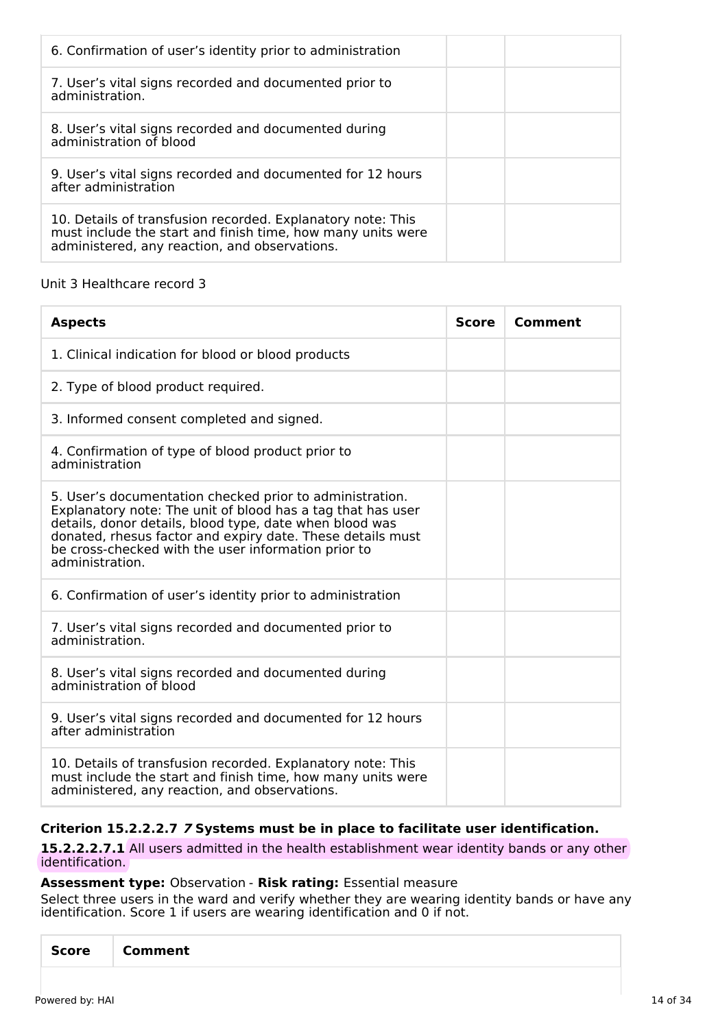| | | |
|---|---|---|
| 6. Confirmation of user's identity prior to administration | | |
| 7. User's vital signs recorded and documented prior to administration. | | |
| 8. User's vital signs recorded and documented during administration of blood | | |
| 9. User's vital signs recorded and documented for 12 hours after administration | | |
| 10. Details of transfusion recorded. Explanatory note: This must include the start and finish time, how many units were administered, any reaction, and observations. | | |

Unit 3 Healthcare record 3

| Aspects | Score | Comment |
|---|---|---|
| 1. Clinical indication for blood or blood products | | |
| 2. Type of blood product required. | | |
| 3. Informed consent completed and signed. | | |
| 4. Confirmation of type of blood product prior to administration | | |
| 5. User's documentation checked prior to administration. Explanatory note: The unit of blood has a tag that has user details, donor details, blood type, date when blood was donated, rhesus factor and expiry date. These details must be cross-checked with the user information prior to administration. | | |
| 6. Confirmation of user's identity prior to administration | | |
| 7. User's vital signs recorded and documented prior to administration. | | |
| 8. User's vital signs recorded and documented during administration of blood | | |
| 9. User's vital signs recorded and documented for 12 hours after administration | | |
| 10. Details of transfusion recorded. Explanatory note: This must include the start and finish time, how many units were administered, any reaction, and observations. | | |

**Criterion 15.2.2.2.7** ***7*** **Systems must be in place to facilitate user identification.**

**15.2.2.2.7.1** All users admitted in the health establishment wear identity bands or any other identification.

**Assessment type:** Observation - **Risk rating:** Essential measure

Select three users in the ward and verify whether they are wearing identity bands or have any identification. Score 1 if users are wearing identification and 0 if not.

| Score | Comment |
|---|---|
| | |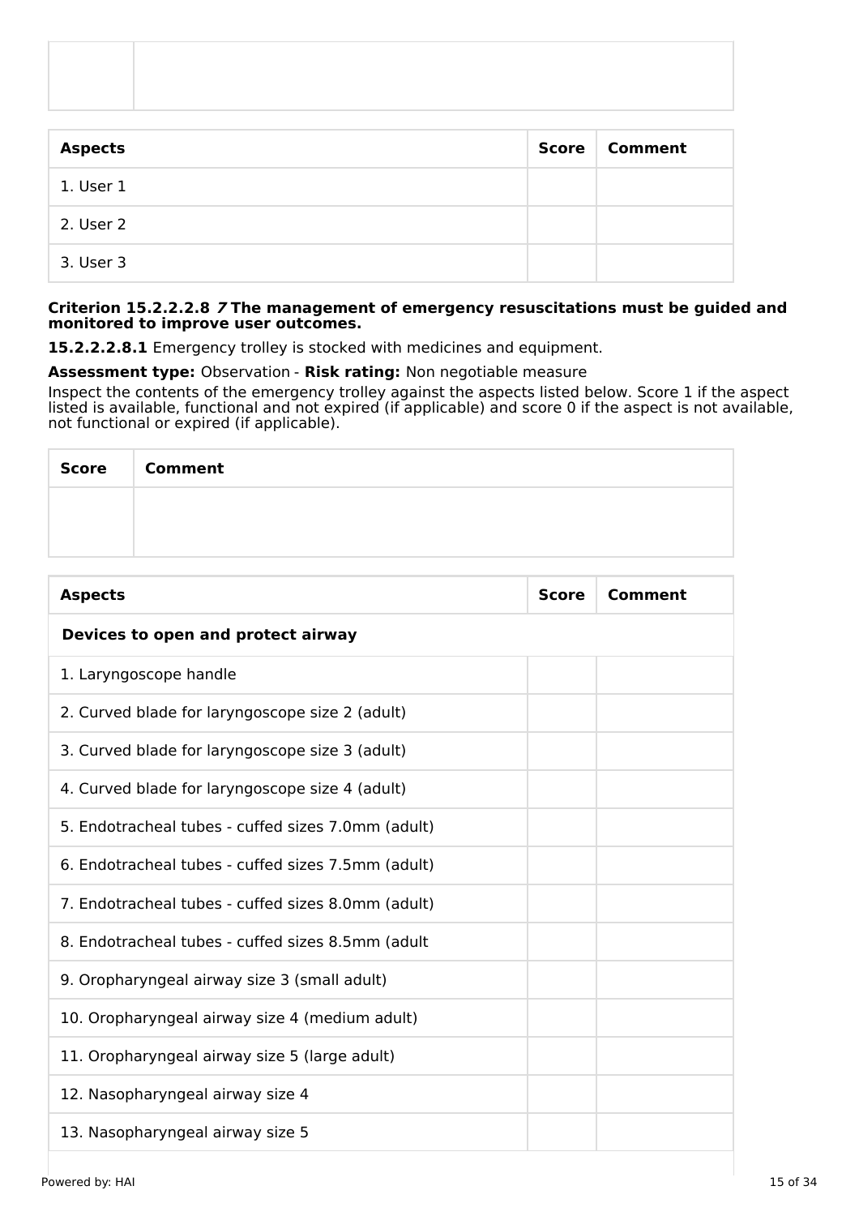| | |
|---|---|
| | |

| Aspects | Score | Comment |
|---|---|---|
| 1. User 1 | | |
| 2. User 2 | | |
| 3. User 3 | | |

**Criterion 15.2.2.2.8 *7* The management of emergency resuscitations must be guided and monitored to improve user outcomes.**

**15.2.2.2.8.1** Emergency trolley is stocked with medicines and equipment.

**Assessment type:** Observation - **Risk rating:** Non negotiable measure

Inspect the contents of the emergency trolley against the aspects listed below. Score 1 if the aspect listed is available, functional and not expired (if applicable) and score 0 if the aspect is not available, not functional or expired (if applicable).

| Score | Comment |
|---|---|
| | |

| Aspects | Score | Comment |
|---|---|---|
| **Devices to open and protect airway** | | |
| 1. Laryngoscope handle | | |
| 2. Curved blade for laryngoscope size 2 (adult) | | |
| 3. Curved blade for laryngoscope size 3 (adult) | | |
| 4. Curved blade for laryngoscope size 4 (adult) | | |
| 5. Endotracheal tubes - cuffed sizes 7.0mm (adult) | | |
| 6. Endotracheal tubes - cuffed sizes 7.5mm (adult) | | |
| 7. Endotracheal tubes - cuffed sizes 8.0mm (adult) | | |
| 8. Endotracheal tubes - cuffed sizes 8.5mm (adult | | |
| 9. Oropharyngeal airway size 3 (small adult) | | |
| 10. Oropharyngeal airway size 4 (medium adult) | | |
| 11. Oropharyngeal airway size 5 (large adult) | | |
| 12. Nasopharyngeal airway size 4 | | |
| 13. Nasopharyngeal airway size 5 | | |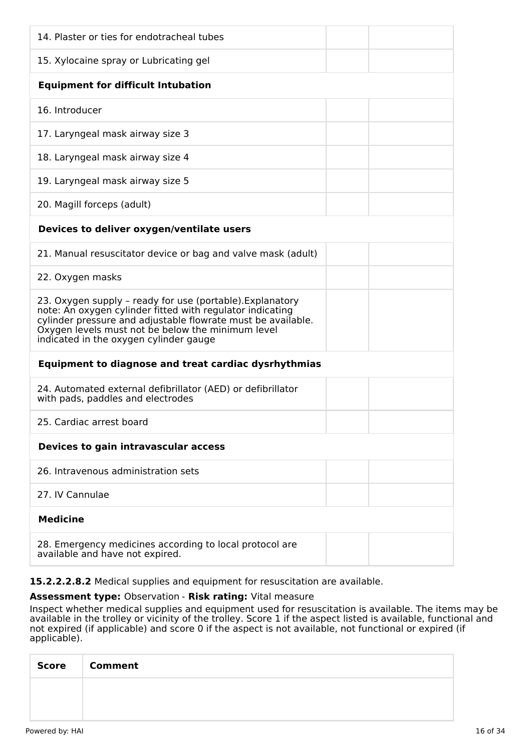| | | |
|---|---|---|
| 14. Plaster or ties for endotracheal tubes | | |
| 15. Xylocaine spray or Lubricating gel | | |
| **Equipment for difficult Intubation** | | |
| 16. Introducer | | |
| 17. Laryngeal mask airway size 3 | | |
| 18. Laryngeal mask airway size 4 | | |
| 19. Laryngeal mask airway size 5 | | |
| 20. Magill forceps (adult) | | |
| **Devices to deliver oxygen/ventilate users** | | |
| 21. Manual resuscitator device or bag and valve mask (adult) | | |
| 22. Oxygen masks | | |
| 23. Oxygen supply – ready for use (portable).Explanatory note: An oxygen cylinder fitted with regulator indicating cylinder pressure and adjustable flowrate must be available. Oxygen levels must not be below the minimum level indicated in the oxygen cylinder gauge | | |
| **Equipment to diagnose and treat cardiac dysrhythmias** | | |
| 24. Automated external defibrillator (AED) or defibrillator with pads, paddles and electrodes | | |
| 25. Cardiac arrest board | | |
| **Devices to gain intravascular access** | | |
| 26. Intravenous administration sets | | |
| 27. IV Cannulae | | |
| **Medicine** | | |
| 28. Emergency medicines according to local protocol are available and have not expired. | | |

**15.2.2.2.8.2** Medical supplies and equipment for resuscitation are available.

**Assessment type:** Observation - **Risk rating:** Vital measure

Inspect whether medical supplies and equipment used for resuscitation is available. The items may be available in the trolley or vicinity of the trolley. Score 1 if the aspect listed is available, functional and not expired (if applicable) and score 0 if the aspect is not available, not functional or expired (if applicable).

| Score | Comment |
|---|---|
| | |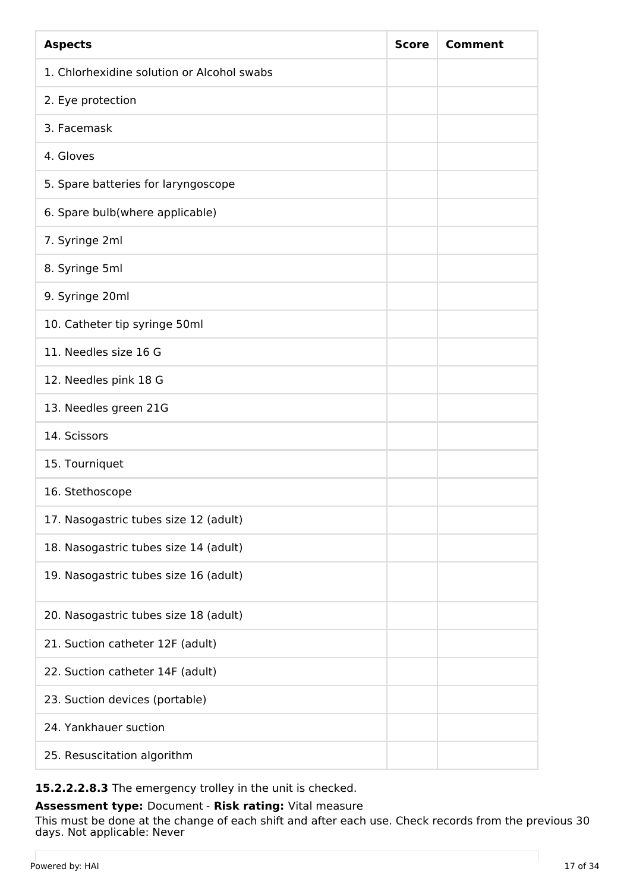| Aspects | Score | Comment |
| --- | --- | --- |
| 1. Chlorhexidine solution or Alcohol swabs | | |
| 2. Eye protection | | |
| 3. Facemask | | |
| 4. Gloves | | |
| 5. Spare batteries for laryngoscope | | |
| 6. Spare bulb(where applicable) | | |
| 7. Syringe 2ml | | |
| 8. Syringe 5ml | | |
| 9. Syringe 20ml | | |
| 10. Catheter tip syringe 50ml | | |
| 11. Needles size 16 G | | |
| 12. Needles pink 18 G | | |
| 13. Needles green 21G | | |
| 14. Scissors | | |
| 15. Tourniquet | | |
| 16. Stethoscope | | |
| 17. Nasogastric tubes size 12 (adult) | | |
| 18. Nasogastric tubes size 14 (adult) | | |
| 19. Nasogastric tubes size 16 (adult) | | |
| 20. Nasogastric tubes size 18 (adult) | | |
| 21. Suction catheter 12F (adult) | | |
| 22. Suction catheter 14F (adult) | | |
| 23. Suction devices (portable) | | |
| 24. Yankhauer suction | | |
| 25. Resuscitation algorithm | | |

**15.2.2.2.8.3** The emergency trolley in the unit is checked.

**Assessment type:** Document - **Risk rating:** Vital measure

This must be done at the change of each shift and after each use. Check records from the previous 30 days. Not applicable: Never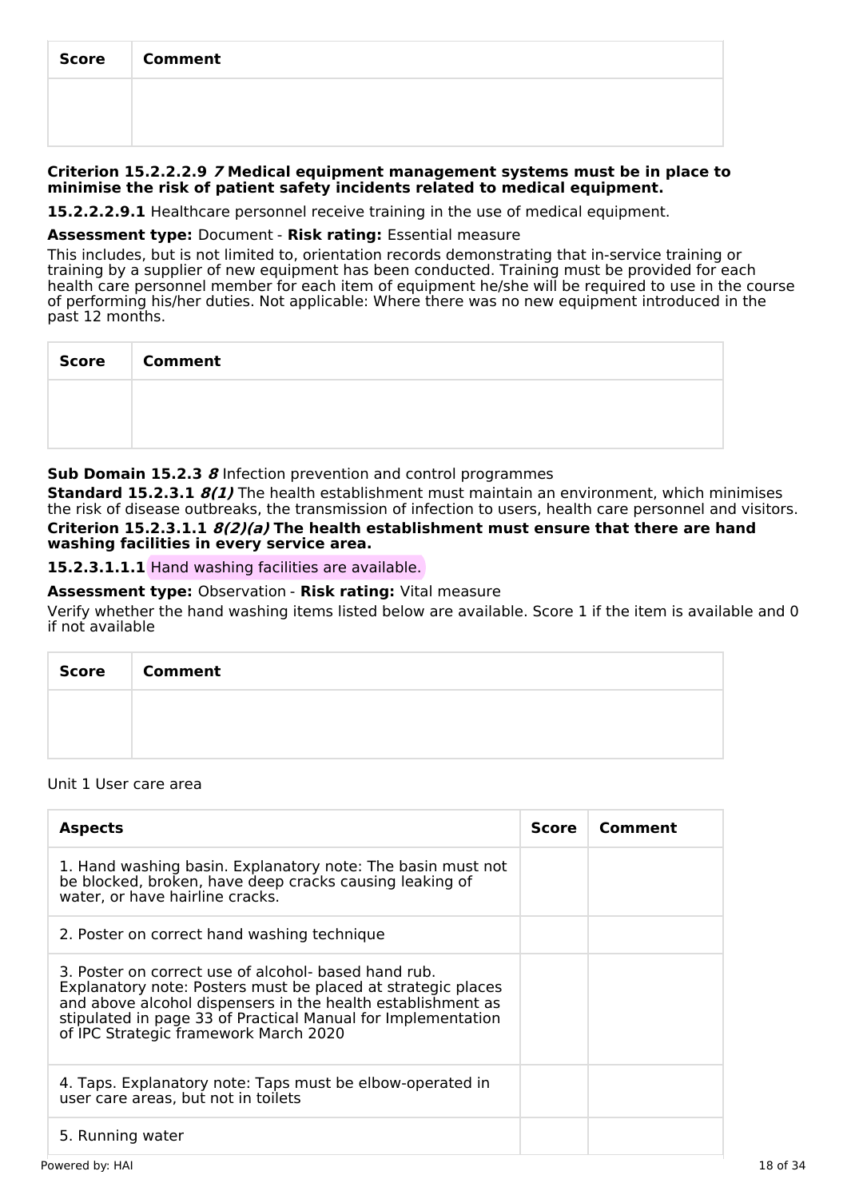| Score | Comment |
|---|---|
| | |

**Criterion 15.2.2.2.9 *7* Medical equipment management systems must be in place to minimise the risk of patient safety incidents related to medical equipment.**

**15.2.2.2.9.1** Healthcare personnel receive training in the use of medical equipment.

**Assessment type:** Document - **Risk rating:** Essential measure

This includes, but is not limited to, orientation records demonstrating that in-service training or training by a supplier of new equipment has been conducted. Training must be provided for each health care personnel member for each item of equipment he/she will be required to use in the course of performing his/her duties. Not applicable: Where there was no new equipment introduced in the past 12 months.

| Score | Comment |
|---|---|
| | |

**Sub Domain 15.2.3 *8*** Infection prevention and control programmes

**Standard 15.2.3.1 *8(1)*** The health establishment must maintain an environment, which minimises the risk of disease outbreaks, the transmission of infection to users, health care personnel and visitors.

**Criterion 15.2.3.1.1 *8(2)(a)* The health establishment must ensure that there are hand washing facilities in every service area.**

**15.2.3.1.1.1** Hand washing facilities are available.

**Assessment type:** Observation - **Risk rating:** Vital measure

Verify whether the hand washing items listed below are available. Score 1 if the item is available and 0 if not available

| Score | Comment |
|---|---|
| | |

Unit 1 User care area

| Aspects | Score | Comment |
|---|---|---|
| 1. Hand washing basin. Explanatory note: The basin must not be blocked, broken, have deep cracks causing leaking of water, or have hairline cracks. | | |
| 2. Poster on correct hand washing technique | | |
| 3. Poster on correct use of alcohol- based hand rub. Explanatory note: Posters must be placed at strategic places and above alcohol dispensers in the health establishment as stipulated in page 33 of Practical Manual for Implementation of IPC Strategic framework March 2020 | | |
| 4. Taps. Explanatory note: Taps must be elbow-operated in user care areas, but not in toilets | | |
| 5. Running water | | |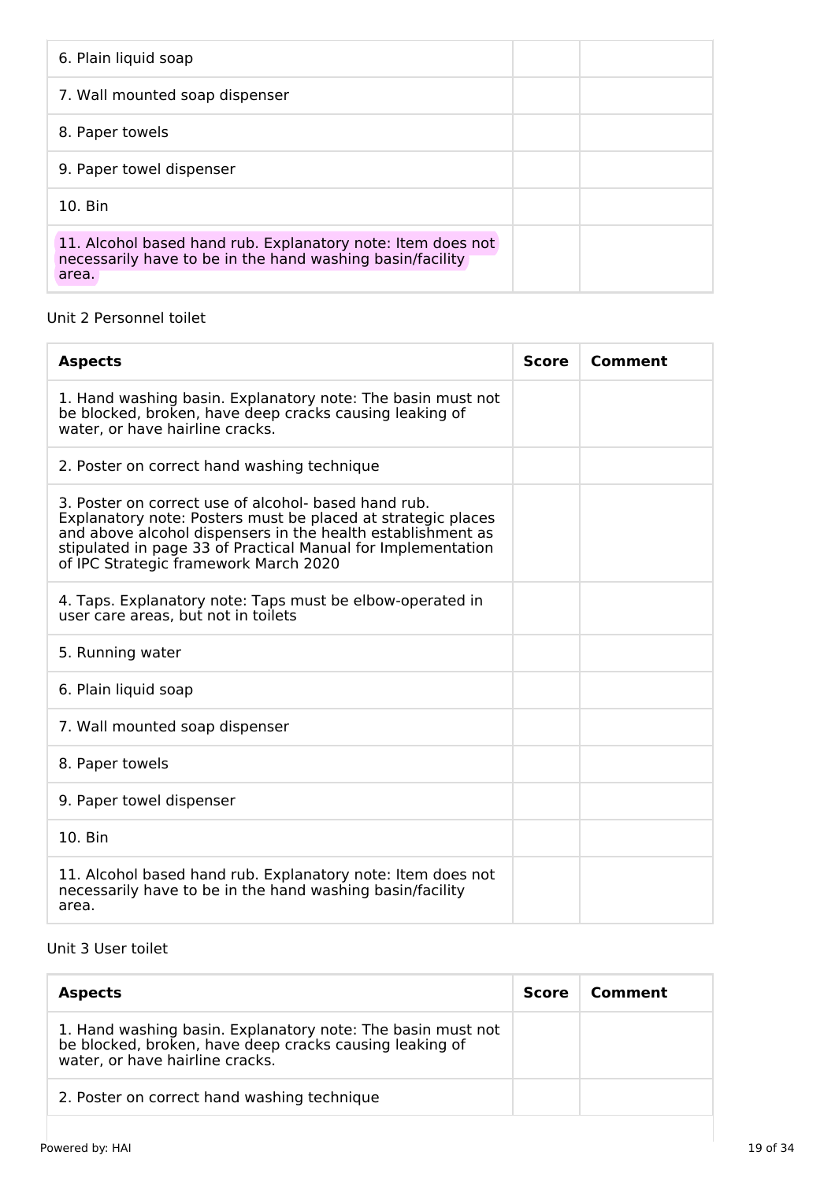| | | |
|---|---|---|
| 6. Plain liquid soap | | |
| 7. Wall mounted soap dispenser | | |
| 8. Paper towels | | |
| 9. Paper towel dispenser | | |
| 10. Bin | | |
| 11. Alcohol based hand rub. Explanatory note: Item does not necessarily have to be in the hand washing basin/facility area. | | |

Unit 2 Personnel toilet

| Aspects | Score | Comment |
|---|---|---|
| 1. Hand washing basin. Explanatory note: The basin must not be blocked, broken, have deep cracks causing leaking of water, or have hairline cracks. | | |
| 2. Poster on correct hand washing technique | | |
| 3. Poster on correct use of alcohol- based hand rub. Explanatory note: Posters must be placed at strategic places and above alcohol dispensers in the health establishment as stipulated in page 33 of Practical Manual for Implementation of IPC Strategic framework March 2020 | | |
| 4. Taps. Explanatory note: Taps must be elbow-operated in user care areas, but not in toilets | | |
| 5. Running water | | |
| 6. Plain liquid soap | | |
| 7. Wall mounted soap dispenser | | |
| 8. Paper towels | | |
| 9. Paper towel dispenser | | |
| 10. Bin | | |
| 11. Alcohol based hand rub. Explanatory note: Item does not necessarily have to be in the hand washing basin/facility area. | | |

Unit 3 User toilet

| Aspects | Score | Comment |
|---|---|---|
| 1. Hand washing basin. Explanatory note: The basin must not be blocked, broken, have deep cracks causing leaking of water, or have hairline cracks. | | |
| 2. Poster on correct hand washing technique | | |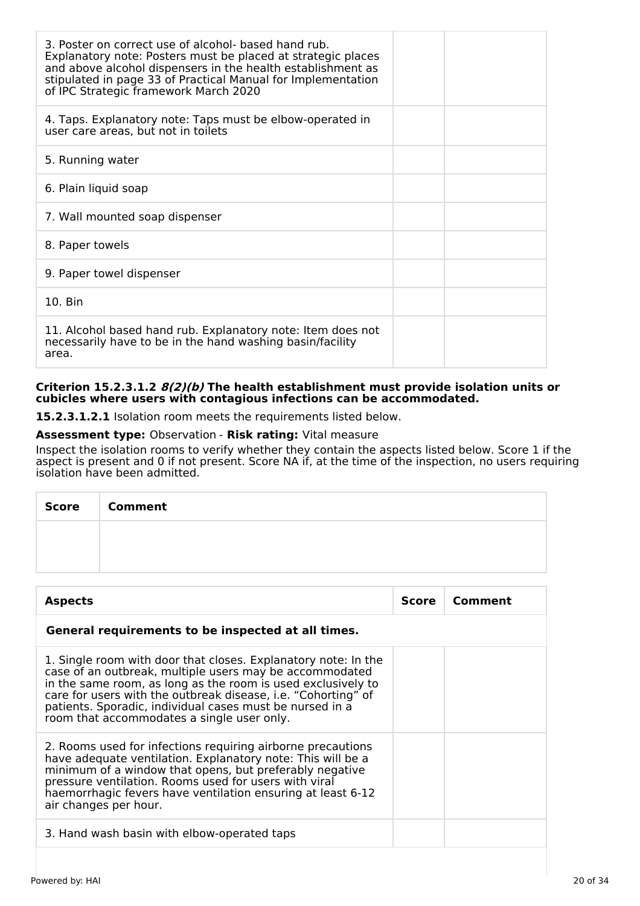| | | |
|---|---|---|
| 3. Poster on correct use of alcohol- based hand rub. Explanatory note: Posters must be placed at strategic places and above alcohol dispensers in the health establishment as stipulated in page 33 of Practical Manual for Implementation of IPC Strategic framework March 2020 | | |
| 4. Taps. Explanatory note: Taps must be elbow-operated in user care areas, but not in toilets | | |
| 5. Running water | | |
| 6. Plain liquid soap | | |
| 7. Wall mounted soap dispenser | | |
| 8. Paper towels | | |
| 9. Paper towel dispenser | | |
| 10. Bin | | |
| 11. Alcohol based hand rub. Explanatory note: Item does not necessarily have to be in the hand washing basin/facility area. | | |

**Criterion 15.2.3.1.2 *8(2)(b)* The health establishment must provide isolation units or cubicles where users with contagious infections can be accommodated.**

**15.2.3.1.2.1** Isolation room meets the requirements listed below.

**Assessment type:** Observation - **Risk rating:** Vital measure

Inspect the isolation rooms to verify whether they contain the aspects listed below. Score 1 if the aspect is present and 0 if not present. Score NA if, at the time of the inspection, no users requiring isolation have been admitted.

| Score | Comment |
|---|---|
| | |

| Aspects | Score | Comment |
|---|---|---|
| **General requirements to be inspected at all times.** | | |
| 1. Single room with door that closes. Explanatory note: In the case of an outbreak, multiple users may be accommodated in the same room, as long as the room is used exclusively to care for users with the outbreak disease, i.e. "Cohorting" of patients. Sporadic, individual cases must be nursed in a room that accommodates a single user only. | | |
| 2. Rooms used for infections requiring airborne precautions have adequate ventilation. Explanatory note: This will be a minimum of a window that opens, but preferably negative pressure ventilation. Rooms used for users with viral haemorrhagic fevers have ventilation ensuring at least 6-12 air changes per hour. | | |
| 3. Hand wash basin with elbow-operated taps | | |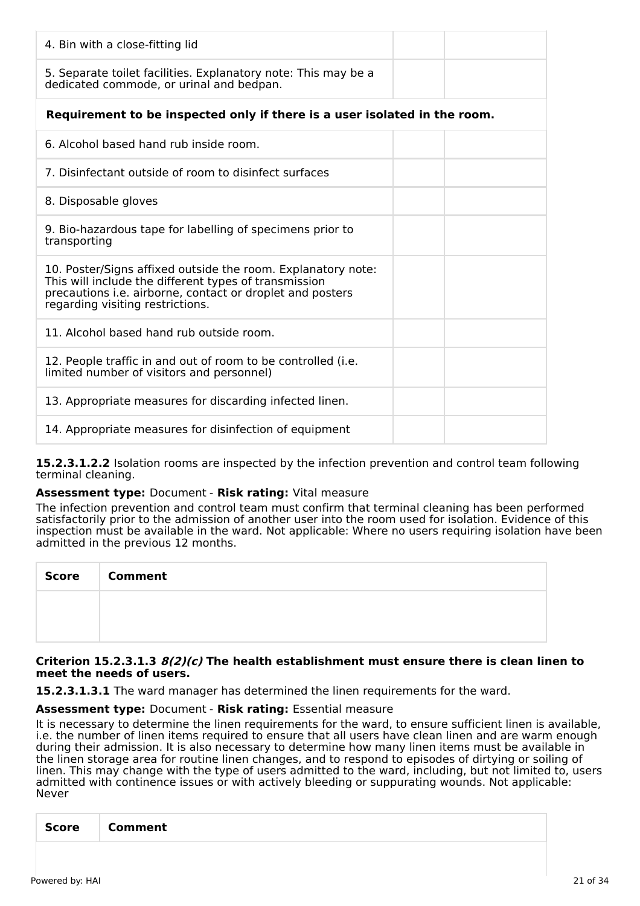| | | |
|---|---|---|
| 4. Bin with a close-fitting lid | | |
| 5. Separate toilet facilities. Explanatory note: This may be a dedicated commode, or urinal and bedpan. | | |
| **Requirement to be inspected only if there is a user isolated in the room.** | | |
| 6. Alcohol based hand rub inside room. | | |
| 7. Disinfectant outside of room to disinfect surfaces | | |
| 8. Disposable gloves | | |
| 9. Bio-hazardous tape for labelling of specimens prior to transporting | | |
| 10. Poster/Signs affixed outside the room. Explanatory note: This will include the different types of transmission precautions i.e. airborne, contact or droplet and posters regarding visiting restrictions. | | |
| 11. Alcohol based hand rub outside room. | | |
| 12. People traffic in and out of room to be controlled (i.e. limited number of visitors and personnel) | | |
| 13. Appropriate measures for discarding infected linen. | | |
| 14. Appropriate measures for disinfection of equipment | | |

**15.2.3.1.2.2** Isolation rooms are inspected by the infection prevention and control team following terminal cleaning.

**Assessment type:** Document - **Risk rating:** Vital measure

The infection prevention and control team must confirm that terminal cleaning has been performed satisfactorily prior to the admission of another user into the room used for isolation. Evidence of this inspection must be available in the ward. Not applicable: Where no users requiring isolation have been admitted in the previous 12 months.

| Score | Comment |
|---|---|
| | |

#### Criterion 15.2.3.1.3 *8(2)(c)* The health establishment must ensure there is clean linen to meet the needs of users.

**15.2.3.1.3.1** The ward manager has determined the linen requirements for the ward.

**Assessment type:** Document - **Risk rating:** Essential measure

It is necessary to determine the linen requirements for the ward, to ensure sufficient linen is available, i.e. the number of linen items required to ensure that all users have clean linen and are warm enough during their admission. It is also necessary to determine how many linen items must be available in the linen storage area for routine linen changes, and to respond to episodes of dirtying or soiling of linen. This may change with the type of users admitted to the ward, including, but not limited to, users admitted with continence issues or with actively bleeding or suppurating wounds. Not applicable: Never

| Score | Comment |
|---|---|
| | |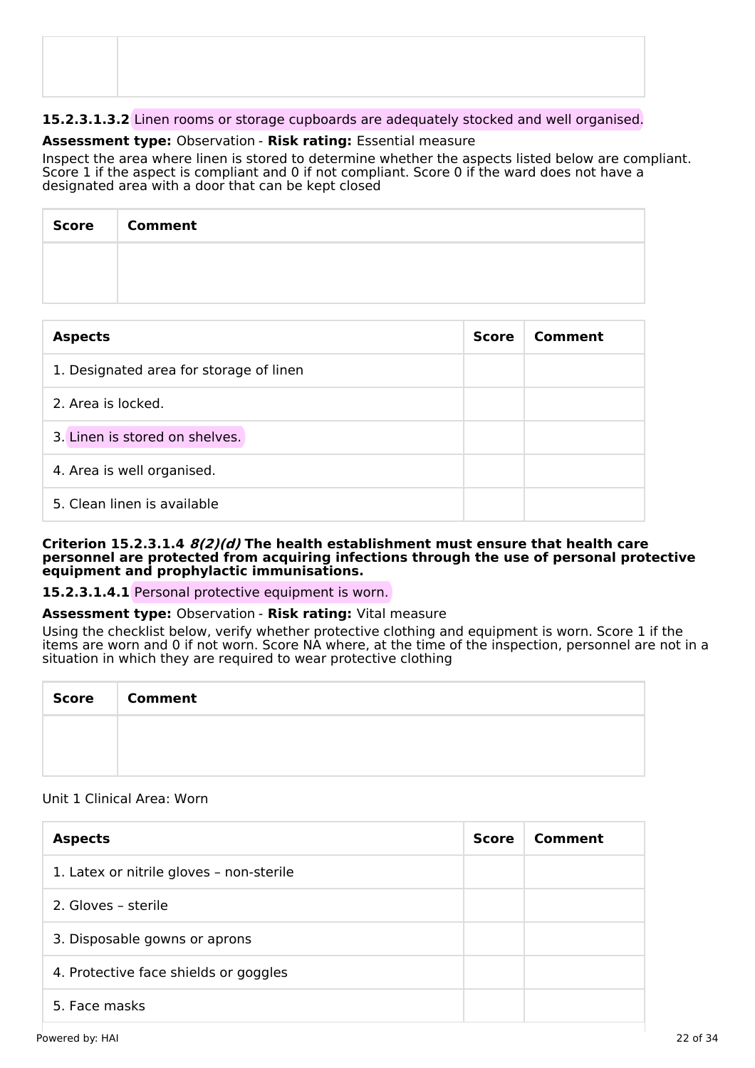| | |
|---|---|
| | |

**15.2.3.1.3.2** Linen rooms or storage cupboards are adequately stocked and well organised.

**Assessment type:** Observation - **Risk rating:** Essential measure

Inspect the area where linen is stored to determine whether the aspects listed below are compliant. Score 1 if the aspect is compliant and 0 if not compliant. Score 0 if the ward does not have a designated area with a door that can be kept closed

| Score | Comment |
|---|---|
| | |

| Aspects | Score | Comment |
|---|---|---|
| 1. Designated area for storage of linen | | |
| 2. Area is locked. | | |
| 3. Linen is stored on shelves. | | |
| 4. Area is well organised. | | |
| 5. Clean linen is available | | |

**Criterion 15.2.3.1.4 *8(2)(d)* The health establishment must ensure that health care personnel are protected from acquiring infections through the use of personal protective equipment and prophylactic immunisations.**

**15.2.3.1.4.1** Personal protective equipment is worn.

**Assessment type:** Observation - **Risk rating:** Vital measure

Using the checklist below, verify whether protective clothing and equipment is worn. Score 1 if the items are worn and 0 if not worn. Score NA where, at the time of the inspection, personnel are not in a situation in which they are required to wear protective clothing

| Score | Comment |
|---|---|
| | |

Unit 1 Clinical Area: Worn

| Aspects | Score | Comment |
|---|---|---|
| 1. Latex or nitrile gloves – non-sterile | | |
| 2. Gloves – sterile | | |
| 3. Disposable gowns or aprons | | |
| 4. Protective face shields or goggles | | |
| 5. Face masks | | |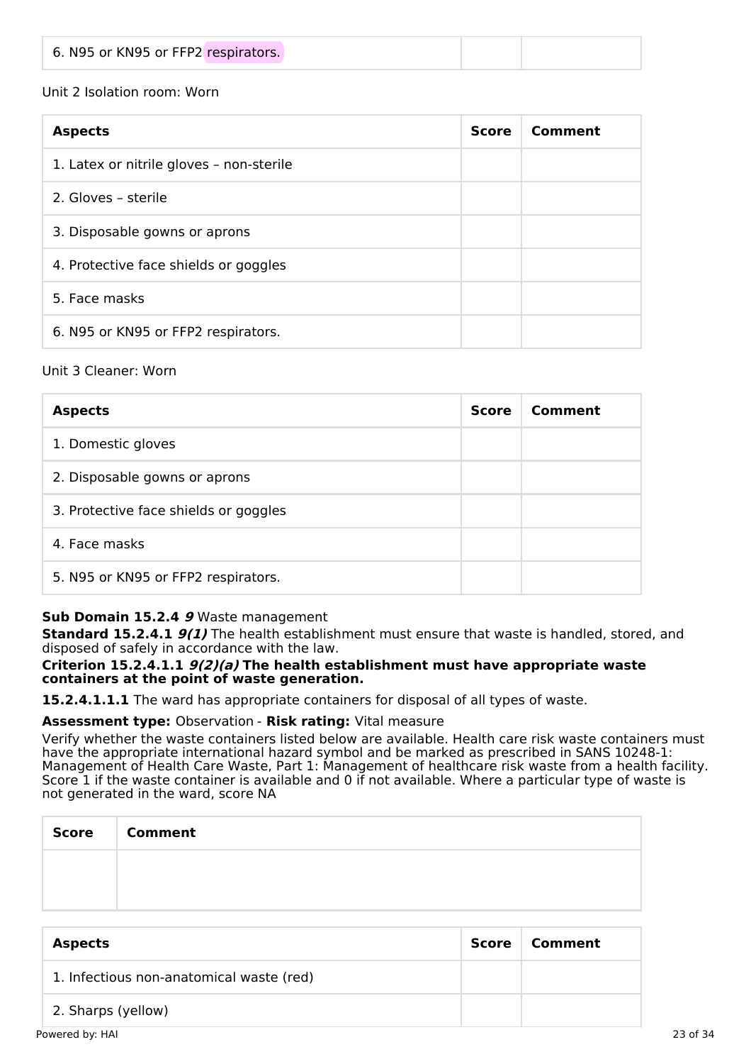| 6. N95 or KN95 or FFP2 respirators. | | |
|---|---|---|

Unit 2 Isolation room: Worn

| Aspects | Score | Comment |
|---|---|---|
| 1. Latex or nitrile gloves – non-sterile | | |
| 2. Gloves – sterile | | |
| 3. Disposable gowns or aprons | | |
| 4. Protective face shields or goggles | | |
| 5. Face masks | | |
| 6. N95 or KN95 or FFP2 respirators. | | |

Unit 3 Cleaner: Worn

| Aspects | Score | Comment |
|---|---|---|
| 1. Domestic gloves | | |
| 2. Disposable gowns or aprons | | |
| 3. Protective face shields or goggles | | |
| 4. Face masks | | |
| 5. N95 or KN95 or FFP2 respirators. | | |

**Sub Domain 15.2.4** ***9*** Waste management

**Standard 15.2.4.1** ***9(1)*** The health establishment must ensure that waste is handled, stored, and disposed of safely in accordance with the law.

**Criterion 15.2.4.1.1** ***9(2)(a)*** **The health establishment must have appropriate waste containers at the point of waste generation.**

**15.2.4.1.1.1** The ward has appropriate containers for disposal of all types of waste.

**Assessment type:** Observation - **Risk rating:** Vital measure

Verify whether the waste containers listed below are available. Health care risk waste containers must have the appropriate international hazard symbol and be marked as prescribed in SANS 10248-1: Management of Health Care Waste, Part 1: Management of healthcare risk waste from a health facility. Score 1 if the waste container is available and 0 if not available. Where a particular type of waste is not generated in the ward, score NA

| Score | Comment |
|---|---|
| | |

| Aspects | Score | Comment |
|---|---|---|
| 1. Infectious non-anatomical waste (red) | | |
| 2. Sharps (yellow) | | |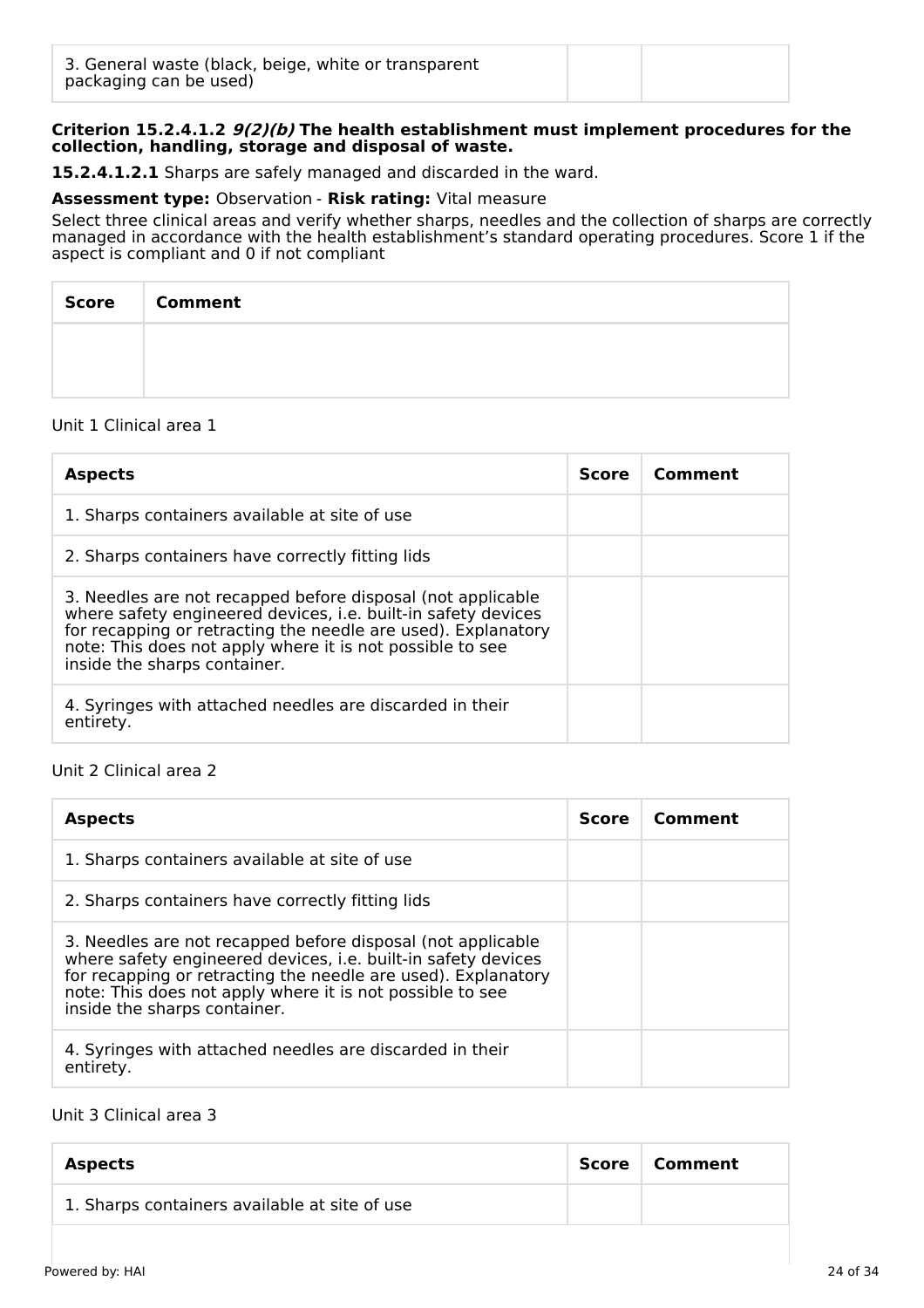| | | |
|---|---|---|
| 3. General waste (black, beige, white or transparent packaging can be used) | | |

**Criterion 15.2.4.1.2 *9(2)(b)* The health establishment must implement procedures for the collection, handling, storage and disposal of waste.**

**15.2.4.1.2.1** Sharps are safely managed and discarded in the ward.

**Assessment type:** Observation - **Risk rating:** Vital measure

Select three clinical areas and verify whether sharps, needles and the collection of sharps are correctly managed in accordance with the health establishment's standard operating procedures. Score 1 if the aspect is compliant and 0 if not compliant

| Score | Comment |
|---|---|
| | |

Unit 1 Clinical area 1

| Aspects | Score | Comment |
|---|---|---|
| 1. Sharps containers available at site of use | | |
| 2. Sharps containers have correctly fitting lids | | |
| 3. Needles are not recapped before disposal (not applicable where safety engineered devices, i.e. built-in safety devices for recapping or retracting the needle are used). Explanatory note: This does not apply where it is not possible to see inside the sharps container. | | |
| 4. Syringes with attached needles are discarded in their entirety. | | |

Unit 2 Clinical area 2

| Aspects | Score | Comment |
|---|---|---|
| 1. Sharps containers available at site of use | | |
| 2. Sharps containers have correctly fitting lids | | |
| 3. Needles are not recapped before disposal (not applicable where safety engineered devices, i.e. built-in safety devices for recapping or retracting the needle are used). Explanatory note: This does not apply where it is not possible to see inside the sharps container. | | |
| 4. Syringes with attached needles are discarded in their entirety. | | |

Unit 3 Clinical area 3

| Aspects | Score | Comment |
|---|---|---|
| 1. Sharps containers available at site of use | | |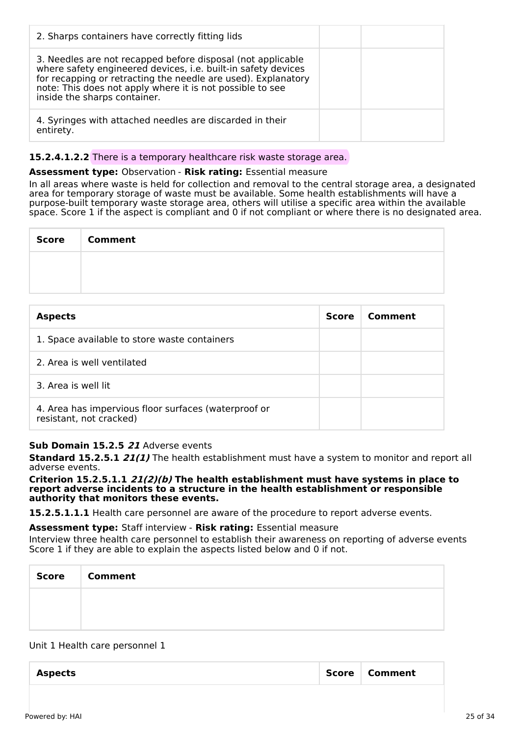| | | |
|---|---|---|
| 2. Sharps containers have correctly fitting lids | | |
| 3. Needles are not recapped before disposal (not applicable where safety engineered devices, i.e. built-in safety devices for recapping or retracting the needle are used). Explanatory note: This does not apply where it is not possible to see inside the sharps container. | | |
| 4. Syringes with attached needles are discarded in their entirety. | | |

**15.2.4.1.2.2** There is a temporary healthcare risk waste storage area.

**Assessment type:** Observation - **Risk rating:** Essential measure

In all areas where waste is held for collection and removal to the central storage area, a designated area for temporary storage of waste must be available. Some health establishments will have a purpose-built temporary waste storage area, others will utilise a specific area within the available space. Score 1 if the aspect is compliant and 0 if not compliant or where there is no designated area.

| Score | Comment |
|---|---|
| | |

| Aspects | Score | Comment |
|---|---|---|
| 1. Space available to store waste containers | | |
| 2. Area is well ventilated | | |
| 3. Area is well lit | | |
| 4. Area has impervious floor surfaces (waterproof or resistant, not cracked) | | |

**Sub Domain 15.2.5** ***21*** Adverse events

**Standard 15.2.5.1** ***21(1)*** The health establishment must have a system to monitor and report all adverse events.

**Criterion 15.2.5.1.1** ***21(2)(b)*** **The health establishment must have systems in place to report adverse incidents to a structure in the health establishment or responsible authority that monitors these events.**

**15.2.5.1.1.1** Health care personnel are aware of the procedure to report adverse events.

**Assessment type:** Staff interview - **Risk rating:** Essential measure

Interview three health care personnel to establish their awareness on reporting of adverse events Score 1 if they are able to explain the aspects listed below and 0 if not.

| Score | Comment |
|---|---|
| | |

Unit 1 Health care personnel 1

| Aspects | Score | Comment |
|---|---|---|
| | | |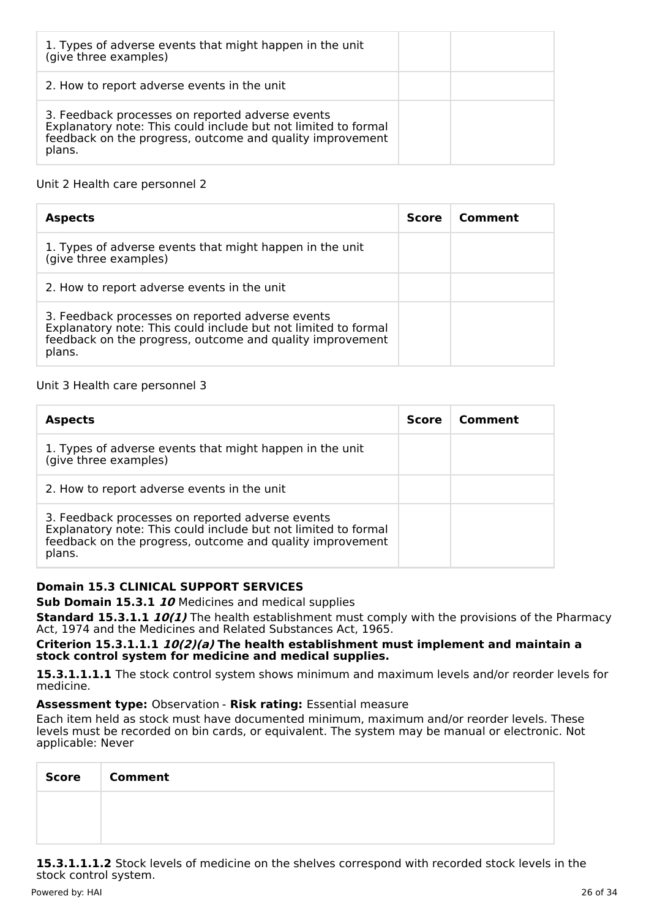| Aspects | Score | Comment |
|---|---|---|
| 1. Types of adverse events that might happen in the unit (give three examples) | | |
| 2. How to report adverse events in the unit | | |
| 3. Feedback processes on reported adverse events Explanatory note: This could include but not limited to formal feedback on the progress, outcome and quality improvement plans. | | |

Unit 2 Health care personnel 2

| Aspects | Score | Comment |
|---|---|---|
| 1. Types of adverse events that might happen in the unit (give three examples) | | |
| 2. How to report adverse events in the unit | | |
| 3. Feedback processes on reported adverse events Explanatory note: This could include but not limited to formal feedback on the progress, outcome and quality improvement plans. | | |

Unit 3 Health care personnel 3

| Aspects | Score | Comment |
|---|---|---|
| 1. Types of adverse events that might happen in the unit (give three examples) | | |
| 2. How to report adverse events in the unit | | |
| 3. Feedback processes on reported adverse events Explanatory note: This could include but not limited to formal feedback on the progress, outcome and quality improvement plans. | | |

**Domain 15.3 CLINICAL SUPPORT SERVICES**

**Sub Domain 15.3.1 *10*** Medicines and medical supplies

**Standard 15.3.1.1 *10(1)*** The health establishment must comply with the provisions of the Pharmacy Act, 1974 and the Medicines and Related Substances Act, 1965.

**Criterion 15.3.1.1.1 *10(2)(a)* The health establishment must implement and maintain a stock control system for medicine and medical supplies.**

**15.3.1.1.1.1** The stock control system shows minimum and maximum levels and/or reorder levels for medicine.

**Assessment type:** Observation - **Risk rating:** Essential measure

Each item held as stock must have documented minimum, maximum and/or reorder levels. These levels must be recorded on bin cards, or equivalent. The system may be manual or electronic. Not applicable: Never

| Score | Comment |
|---|---|
| | |

**15.3.1.1.1.2** Stock levels of medicine on the shelves correspond with recorded stock levels in the stock control system.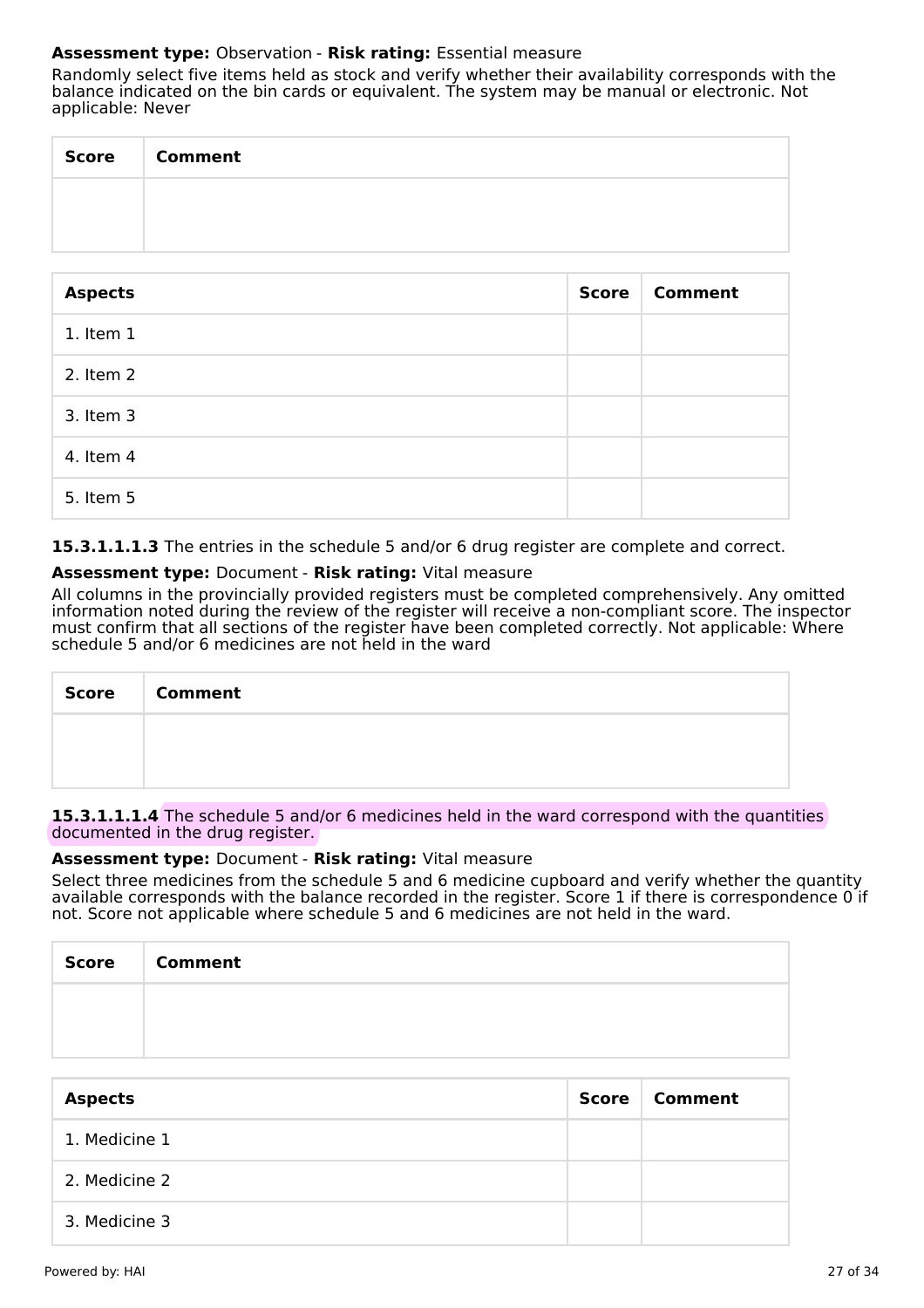**Assessment type:** Observation - **Risk rating:** Essential measure

Randomly select five items held as stock and verify whether their availability corresponds with the balance indicated on the bin cards or equivalent. The system may be manual or electronic. Not applicable: Never

| Score | Comment |
|---|---|
| | |

| Aspects | Score | Comment |
|---|---|---|
| 1. Item 1 | | |
| 2. Item 2 | | |
| 3. Item 3 | | |
| 4. Item 4 | | |
| 5. Item 5 | | |

**15.3.1.1.1.3** The entries in the schedule 5 and/or 6 drug register are complete and correct.

**Assessment type:** Document - **Risk rating:** Vital measure

All columns in the provincially provided registers must be completed comprehensively. Any omitted information noted during the review of the register will receive a non-compliant score. The inspector must confirm that all sections of the register have been completed correctly. Not applicable: Where schedule 5 and/or 6 medicines are not held in the ward

| Score | Comment |
|---|---|
| | |

**15.3.1.1.1.4** The schedule 5 and/or 6 medicines held in the ward correspond with the quantities documented in the drug register.

**Assessment type:** Document - **Risk rating:** Vital measure

Select three medicines from the schedule 5 and 6 medicine cupboard and verify whether the quantity available corresponds with the balance recorded in the register. Score 1 if there is correspondence 0 if not. Score not applicable where schedule 5 and 6 medicines are not held in the ward.

| Score | Comment |
|---|---|
| | |

| Aspects | Score | Comment |
|---|---|---|
| 1. Medicine 1 | | |
| 2. Medicine 2 | | |
| 3. Medicine 3 | | |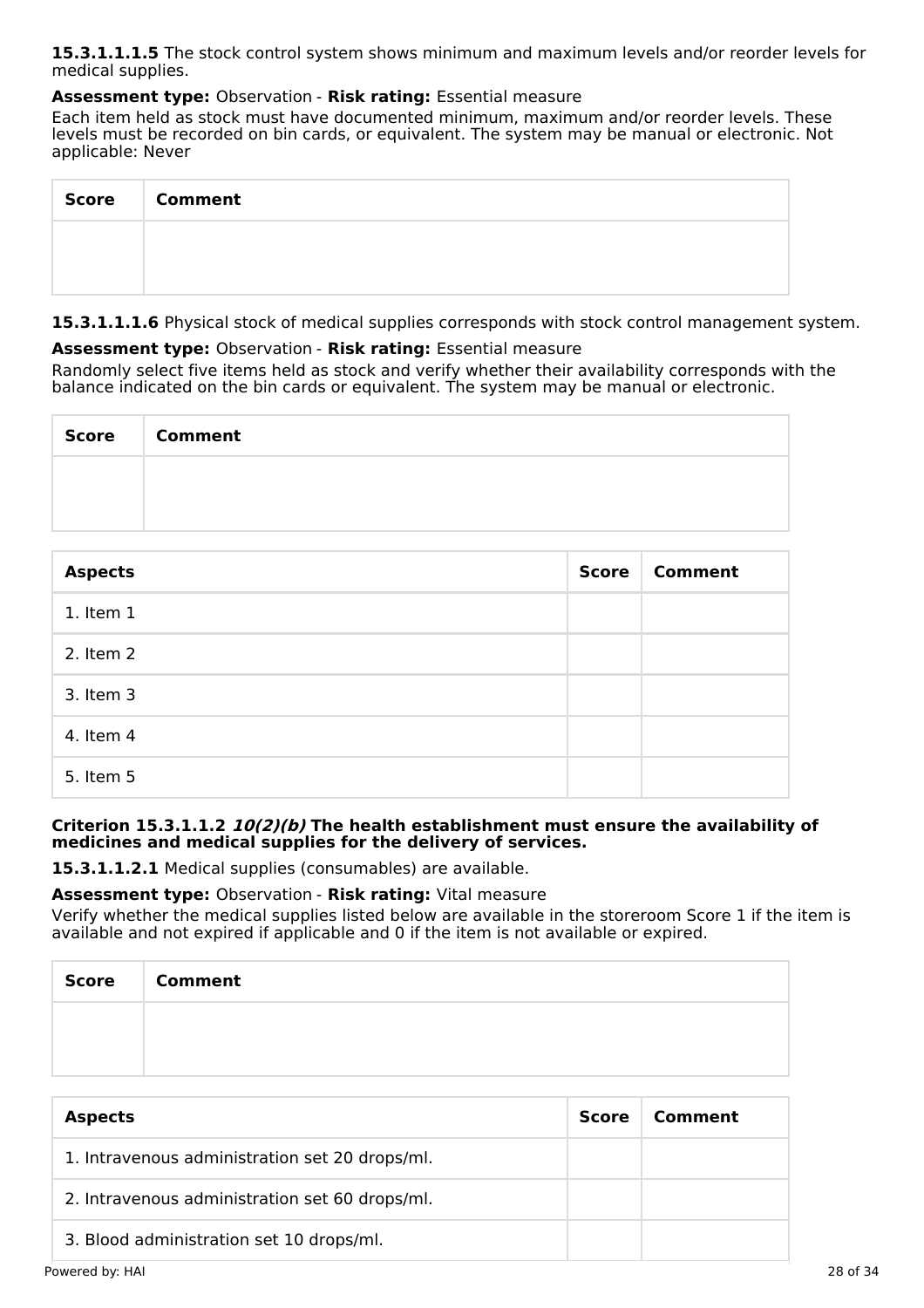**15.3.1.1.1.5** The stock control system shows minimum and maximum levels and/or reorder levels for medical supplies.

**Assessment type:** Observation - **Risk rating:** Essential measure

Each item held as stock must have documented minimum, maximum and/or reorder levels. These levels must be recorded on bin cards, or equivalent. The system may be manual or electronic. Not applicable: Never

| Score | Comment |
|---|---|
| | |

**15.3.1.1.1.6** Physical stock of medical supplies corresponds with stock control management system.

**Assessment type:** Observation - **Risk rating:** Essential measure

Randomly select five items held as stock and verify whether their availability corresponds with the balance indicated on the bin cards or equivalent. The system may be manual or electronic.

| Score | Comment |
|---|---|
| | |

| Aspects | Score | Comment |
|---|---|---|
| 1. Item 1 | | |
| 2. Item 2 | | |
| 3. Item 3 | | |
| 4. Item 4 | | |
| 5. Item 5 | | |

**Criterion 15.3.1.1.2 *10(2)(b)* The health establishment must ensure the availability of medicines and medical supplies for the delivery of services.**

**15.3.1.1.2.1** Medical supplies (consumables) are available.

**Assessment type:** Observation - **Risk rating:** Vital measure

Verify whether the medical supplies listed below are available in the storeroom Score 1 if the item is available and not expired if applicable and 0 if the item is not available or expired.

| Score | Comment |
|---|---|
| | |

| Aspects | Score | Comment |
|---|---|---|
| 1. Intravenous administration set 20 drops/ml. | | |
| 2. Intravenous administration set 60 drops/ml. | | |
| 3. Blood administration set 10 drops/ml. | | |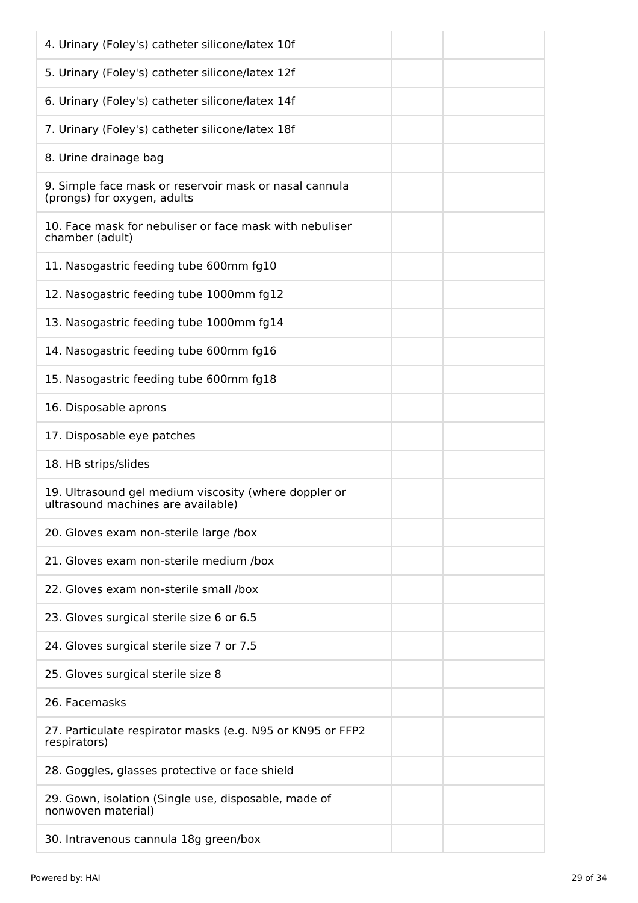| | | |
|---|---|---|
| 4. Urinary (Foley's) catheter silicone/latex 10f | | |
| 5. Urinary (Foley's) catheter silicone/latex 12f | | |
| 6. Urinary (Foley's) catheter silicone/latex 14f | | |
| 7. Urinary (Foley's) catheter silicone/latex 18f | | |
| 8. Urine drainage bag | | |
| 9. Simple face mask or reservoir mask or nasal cannula (prongs) for oxygen, adults | | |
| 10. Face mask for nebuliser or face mask with nebuliser chamber (adult) | | |
| 11. Nasogastric feeding tube 600mm fg10 | | |
| 12. Nasogastric feeding tube 1000mm fg12 | | |
| 13. Nasogastric feeding tube 1000mm fg14 | | |
| 14. Nasogastric feeding tube 600mm fg16 | | |
| 15. Nasogastric feeding tube 600mm fg18 | | |
| 16. Disposable aprons | | |
| 17. Disposable eye patches | | |
| 18. HB strips/slides | | |
| 19. Ultrasound gel medium viscosity (where doppler or ultrasound machines are available) | | |
| 20. Gloves exam non-sterile large /box | | |
| 21. Gloves exam non-sterile medium /box | | |
| 22. Gloves exam non-sterile small /box | | |
| 23. Gloves surgical sterile size 6 or 6.5 | | |
| 24. Gloves surgical sterile size 7 or 7.5 | | |
| 25. Gloves surgical sterile size 8 | | |
| 26. Facemasks | | |
| 27. Particulate respirator masks (e.g. N95 or KN95 or FFP2 respirators) | | |
| 28. Goggles, glasses protective or face shield | | |
| 29. Gown, isolation (Single use, disposable, made of nonwoven material) | | |
| 30. Intravenous cannula 18g green/box | | |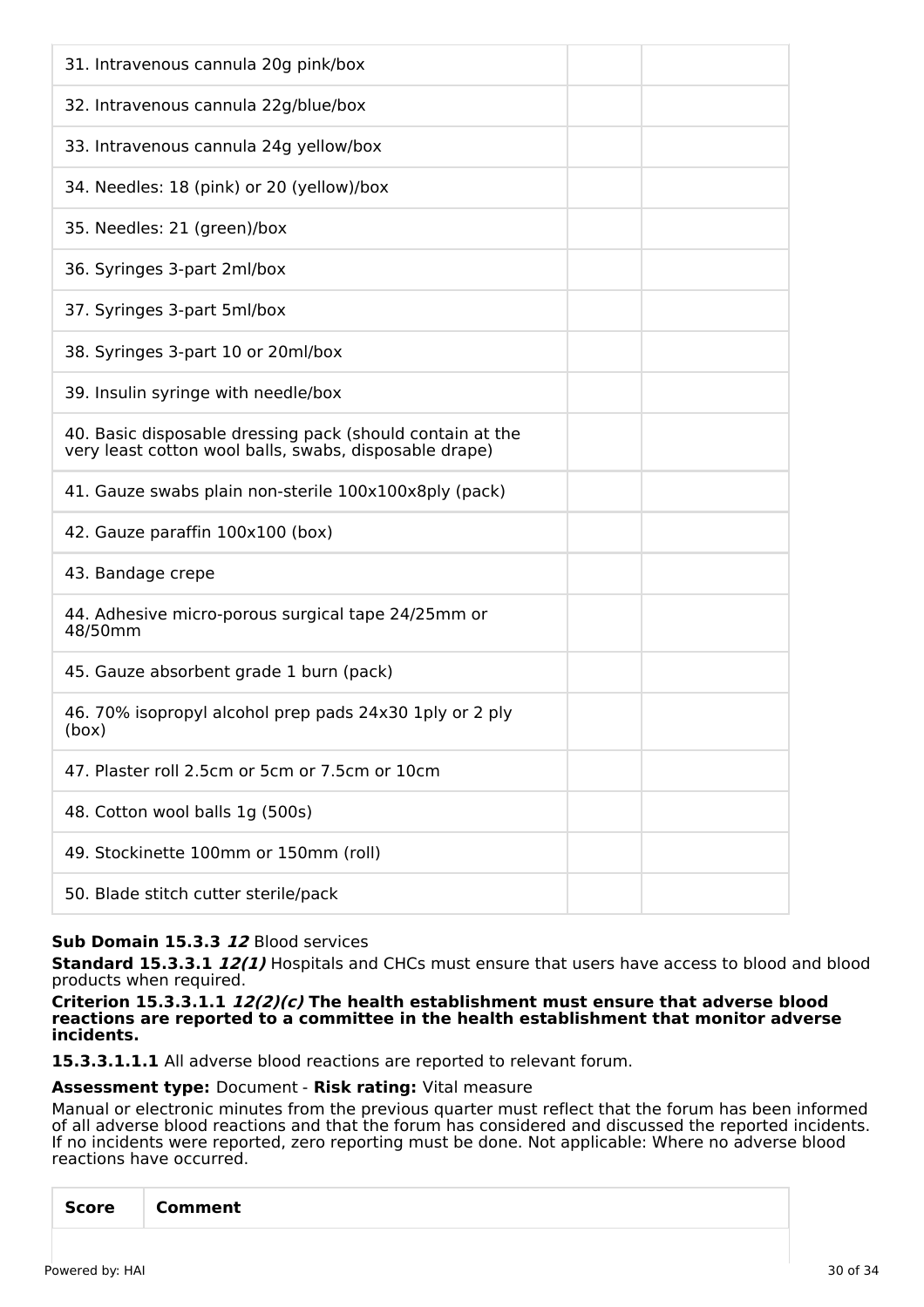| | | |
|---|---|---|
| 31. Intravenous cannula 20g pink/box | | |
| 32. Intravenous cannula 22g/blue/box | | |
| 33. Intravenous cannula 24g yellow/box | | |
| 34. Needles: 18 (pink) or 20 (yellow)/box | | |
| 35. Needles: 21 (green)/box | | |
| 36. Syringes 3-part 2ml/box | | |
| 37. Syringes 3-part 5ml/box | | |
| 38. Syringes 3-part 10 or 20ml/box | | |
| 39. Insulin syringe with needle/box | | |
| 40. Basic disposable dressing pack (should contain at the very least cotton wool balls, swabs, disposable drape) | | |
| 41. Gauze swabs plain non-sterile 100x100x8ply (pack) | | |
| 42. Gauze paraffin 100x100 (box) | | |
| 43. Bandage crepe | | |
| 44. Adhesive micro-porous surgical tape 24/25mm or 48/50mm | | |
| 45. Gauze absorbent grade 1 burn (pack) | | |
| 46. 70% isopropyl alcohol prep pads 24x30 1ply or 2 ply (box) | | |
| 47. Plaster roll 2.5cm or 5cm or 7.5cm or 10cm | | |
| 48. Cotton wool balls 1g (500s) | | |
| 49. Stockinette 100mm or 150mm (roll) | | |
| 50. Blade stitch cutter sterile/pack | | |

**Sub Domain 15.3.3 *12*** Blood services

**Standard 15.3.3.1 *12(1)*** Hospitals and CHCs must ensure that users have access to blood and blood products when required.

**Criterion 15.3.3.1.1 *12(2)(c)* The health establishment must ensure that adverse blood reactions are reported to a committee in the health establishment that monitor adverse incidents.**

**15.3.3.1.1.1** All adverse blood reactions are reported to relevant forum.

**Assessment type:** Document - **Risk rating:** Vital measure

Manual or electronic minutes from the previous quarter must reflect that the forum has been informed of all adverse blood reactions and that the forum has considered and discussed the reported incidents. If no incidents were reported, zero reporting must be done. Not applicable: Where no adverse blood reactions have occurred.

| Score | Comment |
|---|---|
| | |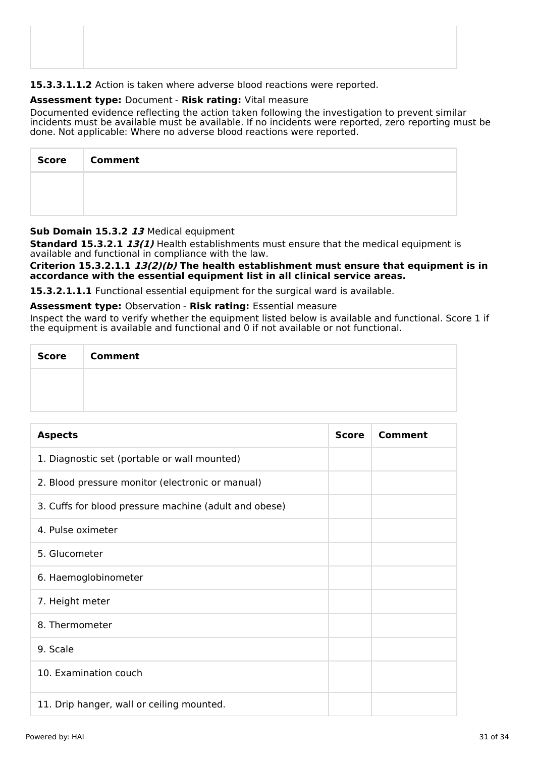| | |
|---|---|
| | |

**15.3.3.1.1.2** Action is taken where adverse blood reactions were reported.

**Assessment type:** Document - **Risk rating:** Vital measure

Documented evidence reflecting the action taken following the investigation to prevent similar incidents must be available must be available. If no incidents were reported, zero reporting must be done. Not applicable: Where no adverse blood reactions were reported.

| Score | Comment |
|---|---|
| | |

**Sub Domain 15.3.2** ***13*** Medical equipment

**Standard 15.3.2.1** ***13(1)*** Health establishments must ensure that the medical equipment is available and functional in compliance with the law.

**Criterion 15.3.2.1.1** ***13(2)(b)*** **The health establishment must ensure that equipment is in accordance with the essential equipment list in all clinical service areas.**

**15.3.2.1.1.1** Functional essential equipment for the surgical ward is available.

**Assessment type:** Observation - **Risk rating:** Essential measure

Inspect the ward to verify whether the equipment listed below is available and functional. Score 1 if the equipment is available and functional and 0 if not available or not functional.

| Score | Comment |
|---|---|
| | |

| Aspects | Score | Comment |
|---|---|---|
| 1. Diagnostic set (portable or wall mounted) | | |
| 2. Blood pressure monitor (electronic or manual) | | |
| 3. Cuffs for blood pressure machine (adult and obese) | | |
| 4. Pulse oximeter | | |
| 5. Glucometer | | |
| 6. Haemoglobinometer | | |
| 7. Height meter | | |
| 8. Thermometer | | |
| 9. Scale | | |
| 10. Examination couch | | |
| 11. Drip hanger, wall or ceiling mounted. | | |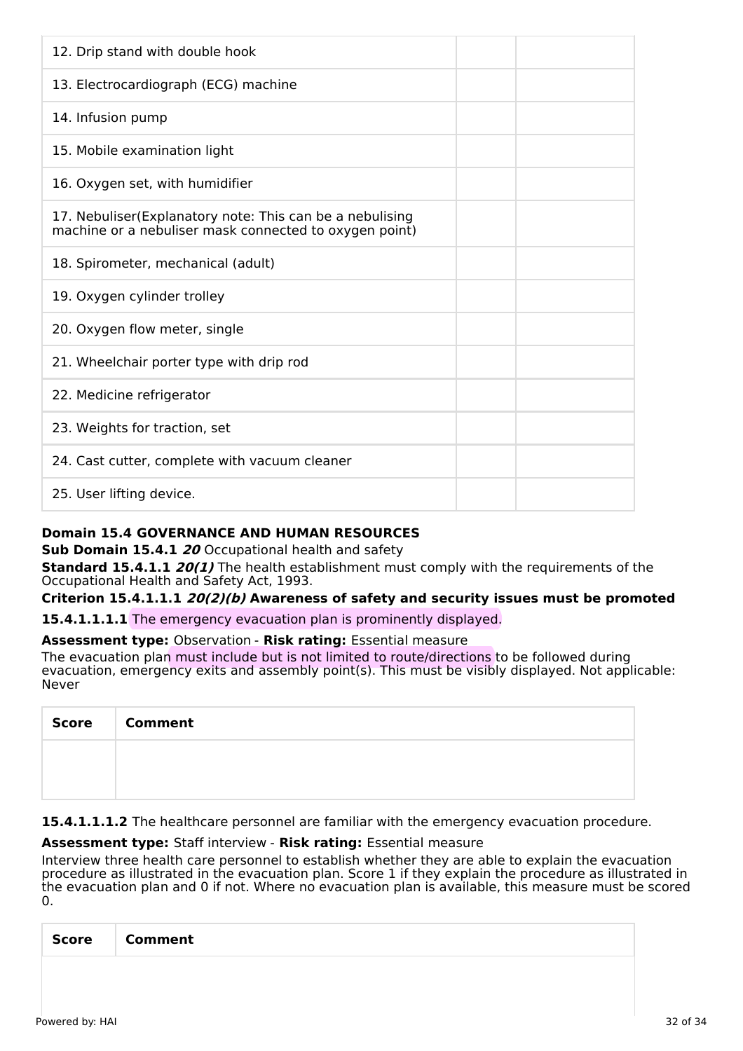| | | |
|---|---|---|
| 12. Drip stand with double hook | | |
| 13. Electrocardiograph (ECG) machine | | |
| 14. Infusion pump | | |
| 15. Mobile examination light | | |
| 16. Oxygen set, with humidifier | | |
| 17. Nebuliser(Explanatory note: This can be a nebulising machine or a nebuliser mask connected to oxygen point) | | |
| 18. Spirometer, mechanical (adult) | | |
| 19. Oxygen cylinder trolley | | |
| 20. Oxygen flow meter, single | | |
| 21. Wheelchair porter type with drip rod | | |
| 22. Medicine refrigerator | | |
| 23. Weights for traction, set | | |
| 24. Cast cutter, complete with vacuum cleaner | | |
| 25. User lifting device. | | |

**Domain 15.4 GOVERNANCE AND HUMAN RESOURCES**

**Sub Domain 15.4.1** ***20*** Occupational health and safety

**Standard 15.4.1.1** ***20(1)*** The health establishment must comply with the requirements of the Occupational Health and Safety Act, 1993.

**Criterion 15.4.1.1.1** ***20(2)(b)*** **Awareness of safety and security issues must be promoted**

**15.4.1.1.1.1** The emergency evacuation plan is prominently displayed.

**Assessment type:** Observation - **Risk rating:** Essential measure

The evacuation plan must include but is not limited to route/directions to be followed during evacuation, emergency exits and assembly point(s). This must be visibly displayed. Not applicable: Never

| Score | Comment |
|---|---|
| | |

**15.4.1.1.1.2** The healthcare personnel are familiar with the emergency evacuation procedure.

**Assessment type:** Staff interview - **Risk rating:** Essential measure

Interview three health care personnel to establish whether they are able to explain the evacuation procedure as illustrated in the evacuation plan. Score 1 if they explain the procedure as illustrated in the evacuation plan and 0 if not. Where no evacuation plan is available, this measure must be scored 0.

| Score | Comment |
|---|---|
| | |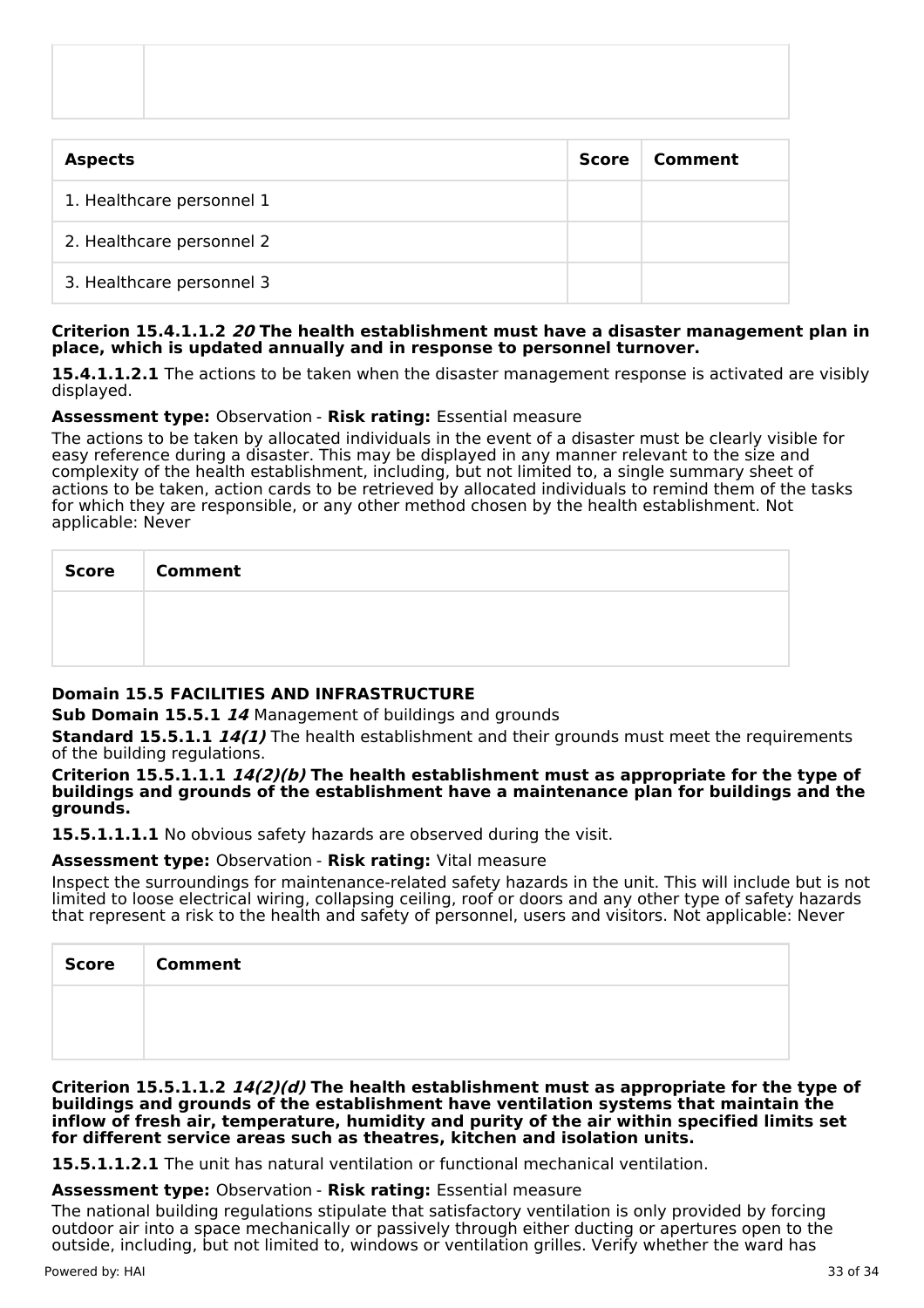| | |
|---|---|
| | |

| Aspects | Score | Comment |
|---|---|---|
| 1. Healthcare personnel 1 | | |
| 2. Healthcare personnel 2 | | |
| 3. Healthcare personnel 3 | | |

**Criterion 15.4.1.1.2 *20* The health establishment must have a disaster management plan in place, which is updated annually and in response to personnel turnover.**

**15.4.1.1.2.1** The actions to be taken when the disaster management response is activated are visibly displayed.

**Assessment type:** Observation - **Risk rating:** Essential measure

The actions to be taken by allocated individuals in the event of a disaster must be clearly visible for easy reference during a disaster. This may be displayed in any manner relevant to the size and complexity of the health establishment, including, but not limited to, a single summary sheet of actions to be taken, action cards to be retrieved by allocated individuals to remind them of the tasks for which they are responsible, or any other method chosen by the health establishment. Not applicable: Never

| Score | Comment |
|---|---|
| | |

**Domain 15.5 FACILITIES AND INFRASTRUCTURE**

**Sub Domain 15.5.1** ***14*** Management of buildings and grounds

**Standard 15.5.1.1** ***14(1)*** The health establishment and their grounds must meet the requirements of the building regulations.

**Criterion 15.5.1.1.1 *14(2)(b)* The health establishment must as appropriate for the type of buildings and grounds of the establishment have a maintenance plan for buildings and the grounds.**

**15.5.1.1.1.1** No obvious safety hazards are observed during the visit.

**Assessment type:** Observation - **Risk rating:** Vital measure

Inspect the surroundings for maintenance-related safety hazards in the unit. This will include but is not limited to loose electrical wiring, collapsing ceiling, roof or doors and any other type of safety hazards that represent a risk to the health and safety of personnel, users and visitors. Not applicable: Never

| Score | Comment |
|---|---|
| | |

**Criterion 15.5.1.1.2 *14(2)(d)* The health establishment must as appropriate for the type of buildings and grounds of the establishment have ventilation systems that maintain the inflow of fresh air, temperature, humidity and purity of the air within specified limits set for different service areas such as theatres, kitchen and isolation units.**

**15.5.1.1.2.1** The unit has natural ventilation or functional mechanical ventilation.

**Assessment type:** Observation - **Risk rating:** Essential measure

The national building regulations stipulate that satisfactory ventilation is only provided by forcing outdoor air into a space mechanically or passively through either ducting or apertures open to the outside, including, but not limited to, windows or ventilation grilles. Verify whether the ward has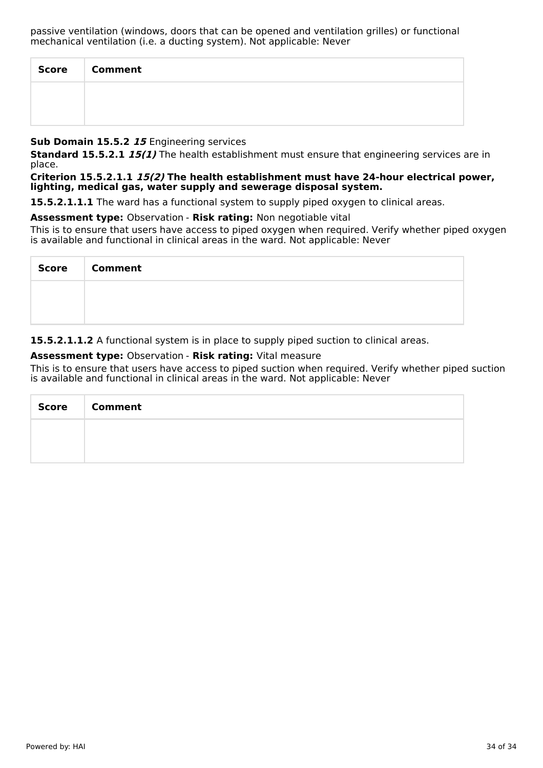passive ventilation (windows, doors that can be opened and ventilation grilles) or functional mechanical ventilation (i.e. a ducting system). Not applicable: Never

| Score | Comment |
| --- | --- |
| | |

**Sub Domain 15.5.2** ***15*** Engineering services

**Standard 15.5.2.1** ***15(1)*** The health establishment must ensure that engineering services are in place.

**Criterion 15.5.2.1.1** ***15(2)*** **The health establishment must have 24-hour electrical power, lighting, medical gas, water supply and sewerage disposal system.**

**15.5.2.1.1.1** The ward has a functional system to supply piped oxygen to clinical areas.

**Assessment type:** Observation - **Risk rating:** Non negotiable vital

This is to ensure that users have access to piped oxygen when required. Verify whether piped oxygen is available and functional in clinical areas in the ward. Not applicable: Never

| Score | Comment |
| --- | --- |
| | |

**15.5.2.1.1.2** A functional system is in place to supply piped suction to clinical areas.

**Assessment type:** Observation - **Risk rating:** Vital measure

This is to ensure that users have access to piped suction when required. Verify whether piped suction is available and functional in clinical areas in the ward. Not applicable: Never

| Score | Comment |
| --- | --- |
| | |